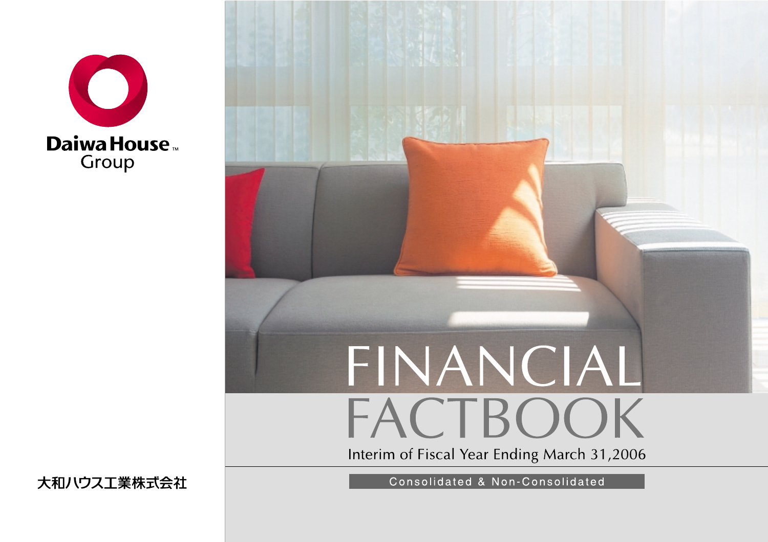Daiwa House Group

# FINANCIAL FACTBOOK

Interim of Fiscal Year Ending March 31,2006

Consolidated & Non-Consolidated

大和ハウス工業株式会社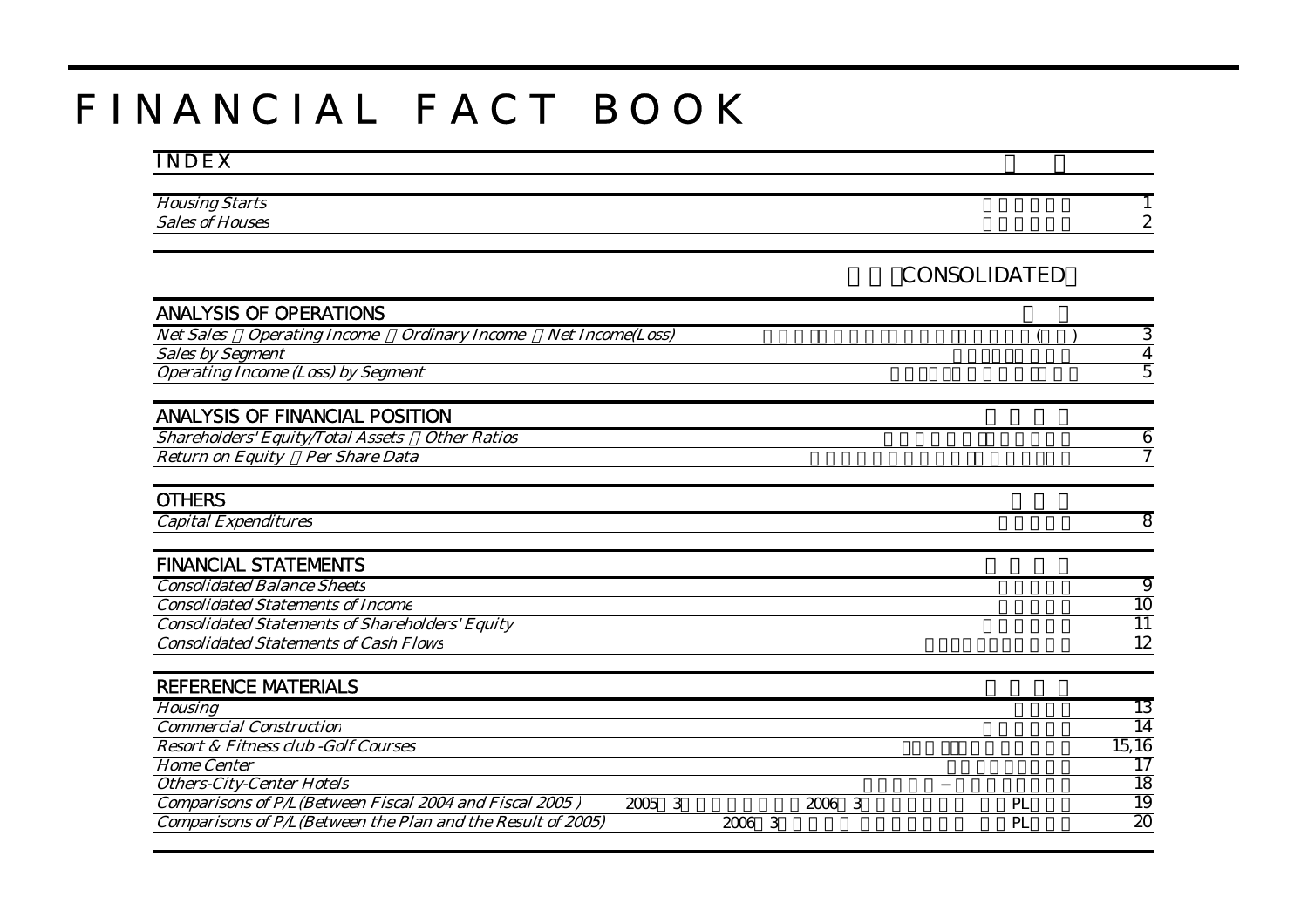# FINANCIAL FACT BOOK

## INDEX

| | | |
|---|---|---|
| *Housing Starts* | | 1 |
| *Sales of Houses* | | 2 |

CONSOLIDATED

### ANALYSIS OF OPERATIONS

| | | |
|---|---|---|
| *Net Sales Operating Income Ordinary Income Net Income(Loss)* | ( ) | 3 |
| *Sales by Segment* | | 4 |
| *Operating Income (Loss) by Segment* | | 5 |

### ANALYSIS OF FINANCIAL POSITION

| | | |
|---|---|---|
| *Shareholders' Equity/Total Assets Other Ratios* | | 6 |
| *Return on Equity Per Share Data* | | 7 |

### OTHERS

| | | |
|---|---|---|
| *Capital Expenditures* | | 8 |

### FINANCIAL STATEMENTS

| | | |
|---|---|---|
| *Consolidated Balance Sheets* | | 9 |
| *Consolidated Statements of Income* | | 10 |
| *Consolidated Statements of Shareholders' Equity* | | 11 |
| *Consolidated Statements of Cash Flows* | | 12 |

### REFERENCE MATERIALS

| | | |
|---|---|---|
| *Housing* | | 13 |
| *Commercial Construction* | | 14 |
| *Resort & Fitness club -Golf Courses* | | 15,16 |
| *Home Center* | | 17 |
| *Others-City-Center Hotels* | − | 18 |
| *Comparisons of P/L (Between Fiscal 2004 and Fiscal 2005 )* | 2005 3 2006 3 PL | 19 |
| *Comparisons of P/L (Between the Plan and the Result of 2005)* | 2006 3 PL | 20 |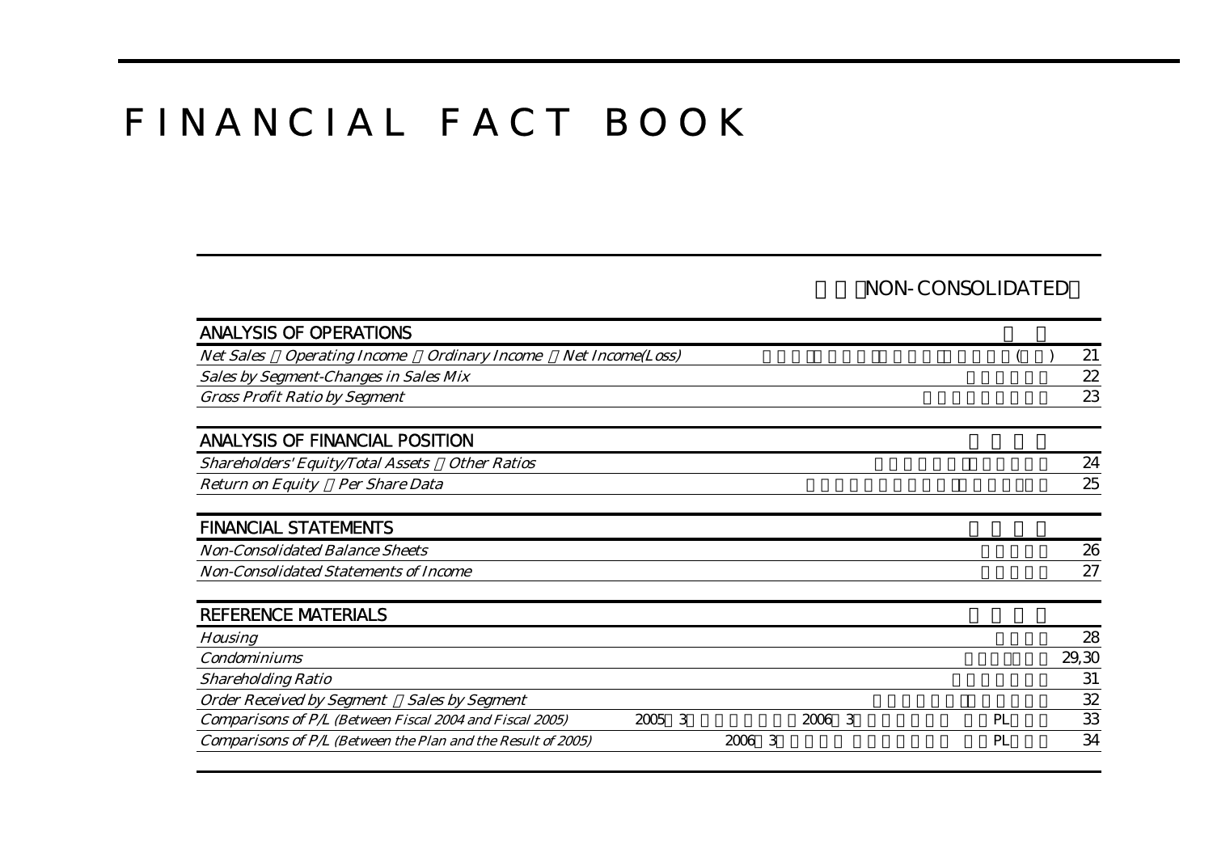# F I N A N C I A L   F A C T   B O O K

NON-CONSOLIDATED

| ANALYSIS OF OPERATIONS | | |
|---|---|---|
| *Net Sales Operating Income Ordinary Income Net Income(Loss)* | ( ) | 21 |
| *Sales by Segment-Changes in Sales Mix* | | 22 |
| *Gross Profit Ratio by Segment* | | 23 |

| ANALYSIS OF FINANCIAL POSITION | | |
|---|---|---|
| *Shareholders' Equity/Total Assets Other Ratios* | | 24 |
| *Return on Equity Per Share Data* | | 25 |

| FINANCIAL STATEMENTS | | |
|---|---|---|
| *Non-Consolidated Balance Sheets* | | 26 |
| *Non-Consolidated Statements of Income* | | 27 |

| REFERENCE MATERIALS | | |
|---|---|---|
| *Housing* | | 28 |
| *Condominiums* | | 29,30 |
| *Shareholding Ratio* | | 31 |
| *Order Received by Segment Sales by Segment* | | 32 |
| *Comparisons of P/L (Between Fiscal 2004 and Fiscal 2005)* | 2005 3 2006 3 PL | 33 |
| *Comparisons of P/L (Between the Plan and the Result of 2005)* | 2006 3 PL | 34 |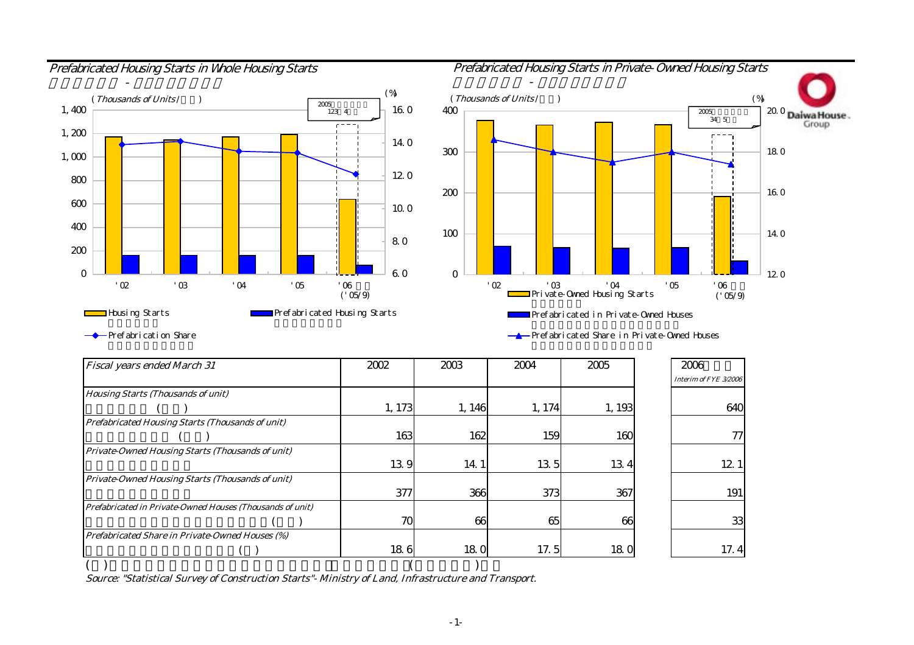## Prefabricated Housing Starts in Whole Housing Starts

## Prefabricated Housing Starts in Private-Owned Housing Starts

Housing Starts

Prefabricated Housing Starts

Prefabrication Share

Private-Owned Housing Starts

Prefabricated in Private-Owned Houses

Prefabricated Share in Private-Owned Houses

| *Fiscal years ended March 31* | 2002 | 2003 | 2004 | 2005 | 2006 *Interim of FYE 3/2006* |
|---|---|---|---|---|---|
| *Housing Starts (Thousands of unit)* | 1,173 | 1,146 | 1,174 | 1,193 | 640 |
| *Prefabricated Housing Starts (Thousands of unit)* | 163 | 162 | 159 | 160 | 77 |
| *Private-Owned Housing Starts (Thousands of unit)* | 13.9 | 14.1 | 13.5 | 13.4 | 12.1 |
| *Private-Owned Housing Starts (Thousands of unit)* | 377 | 366 | 373 | 367 | 191 |
| *Prefabricated in Private-Owned Houses (Thousands of unit)* | 70 | 66 | 65 | 66 | 33 |
| *Prefabricated Share in Private-Owned Houses (%)* | 18.6 | 18.0 | 17.5 | 18.0 | 17.4 |

*Source: "Statistical Survey of Construction Starts"- Ministry of Land, Infrastructure and Transport.*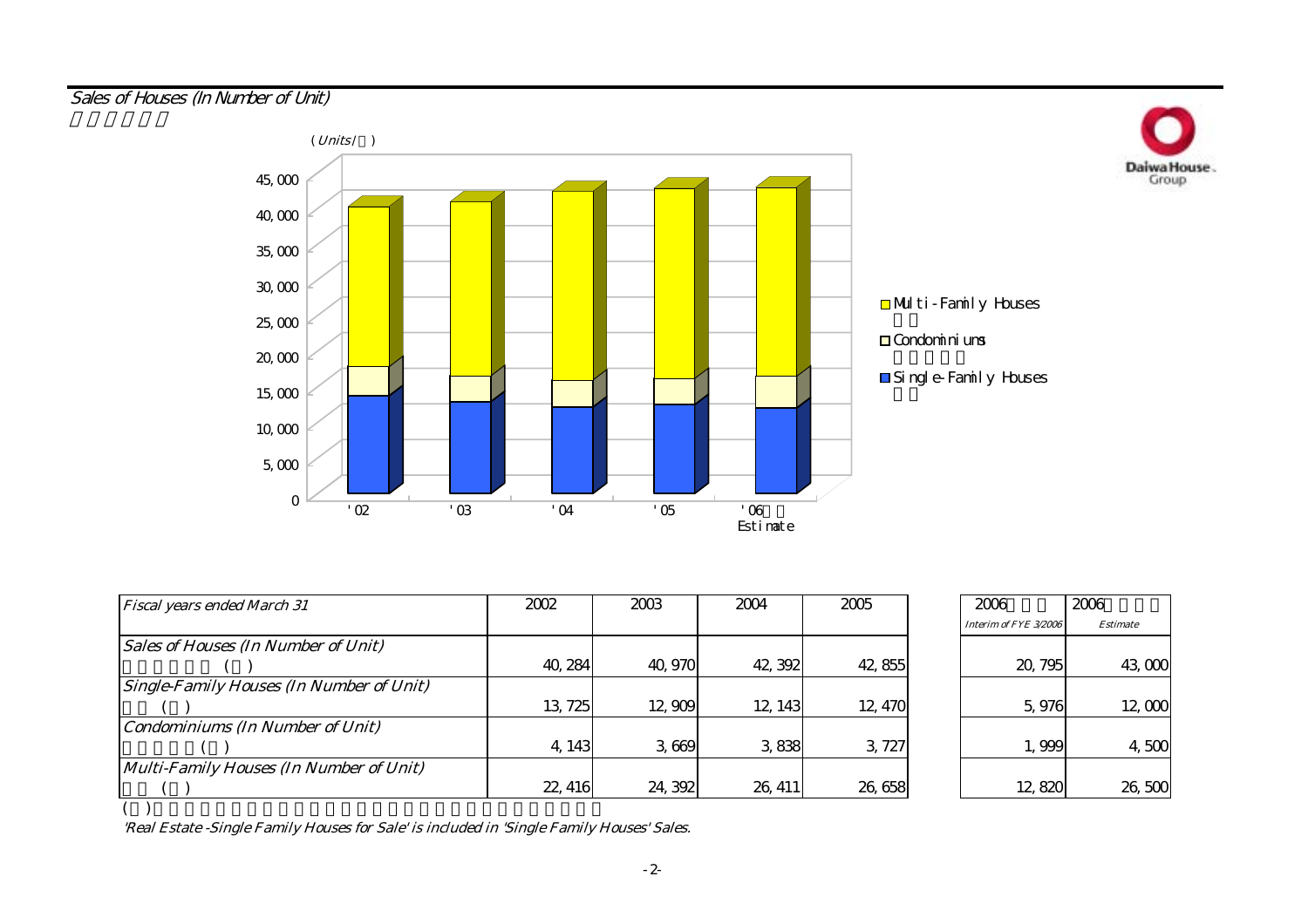## Sales of Houses (In Number of Unit)

(Units/ )

- Multi-Family Houses
- Condominiums
- Single-Family Houses

'02 '03 '04 '05 '06 Estimate

| Fiscal years ended March 31 | 2002 | 2003 | 2004 | 2005 | 2006 Interim of FYE 3/2006 | 2006 Estimate |
|---|---|---|---|---|---|---|
| Sales of Houses (In Number of Unit) ( ) | 40,284 | 40,970 | 42,392 | 42,855 | 20,795 | 43,000 |
| Single-Family Houses (In Number of Unit) ( ) | 13,725 | 12,909 | 12,143 | 12,470 | 5,976 | 12,000 |
| Condominiums (In Number of Unit) ( ) | 4,143 | 3,669 | 3,838 | 3,727 | 1,999 | 4,500 |
| Multi-Family Houses (In Number of Unit) ( ) | 22,416 | 24,392 | 26,411 | 26,658 | 12,820 | 26,500 |

( )

*'Real Estate -Single Family Houses for Sale' is included in 'Single Family Houses' Sales.*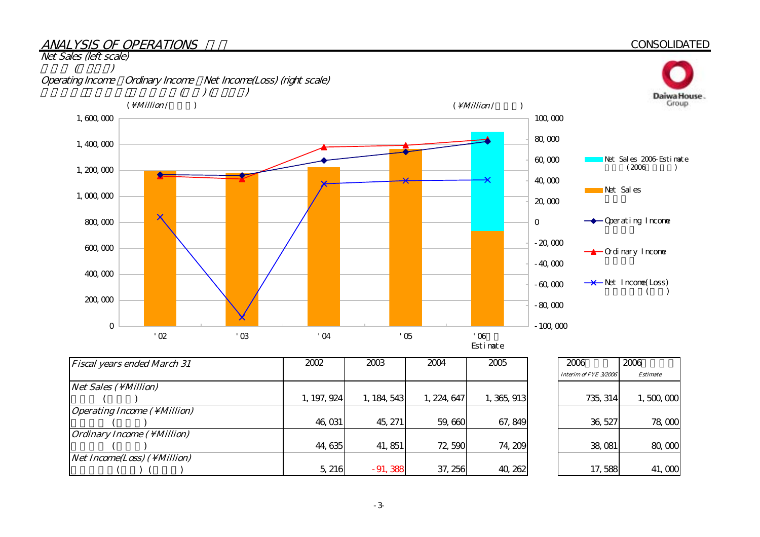## *ANALYSIS OF OPERATIONS*

CONSOLIDATED

*Net Sales (left scale)*

*Operating Income, Ordinary Income, Net Income(Loss) (right scale)*

| *Fiscal years ended March 31* | 2002 | 2003 | 2004 | 2005 | 2006 *Interim of FYE 3/2006* | 2006 *Estimate* |
|---|---|---|---|---|---|---|
| *Net Sales (¥Million)* | 1,197,924 | 1,184,543 | 1,224,647 | 1,365,913 | 735,314 | 1,500,000 |
| *Operating Income (¥Million)* | 46,031 | 45,271 | 59,660 | 67,849 | 36,527 | 78,000 |
| *Ordinary Income (¥Million)* | 44,635 | 41,851 | 72,590 | 74,209 | 38,081 | 80,000 |
| *Net Income(Loss) (¥Million)* | 5,216 | -91,388 | 37,256 | 40,262 | 17,588 | 41,000 |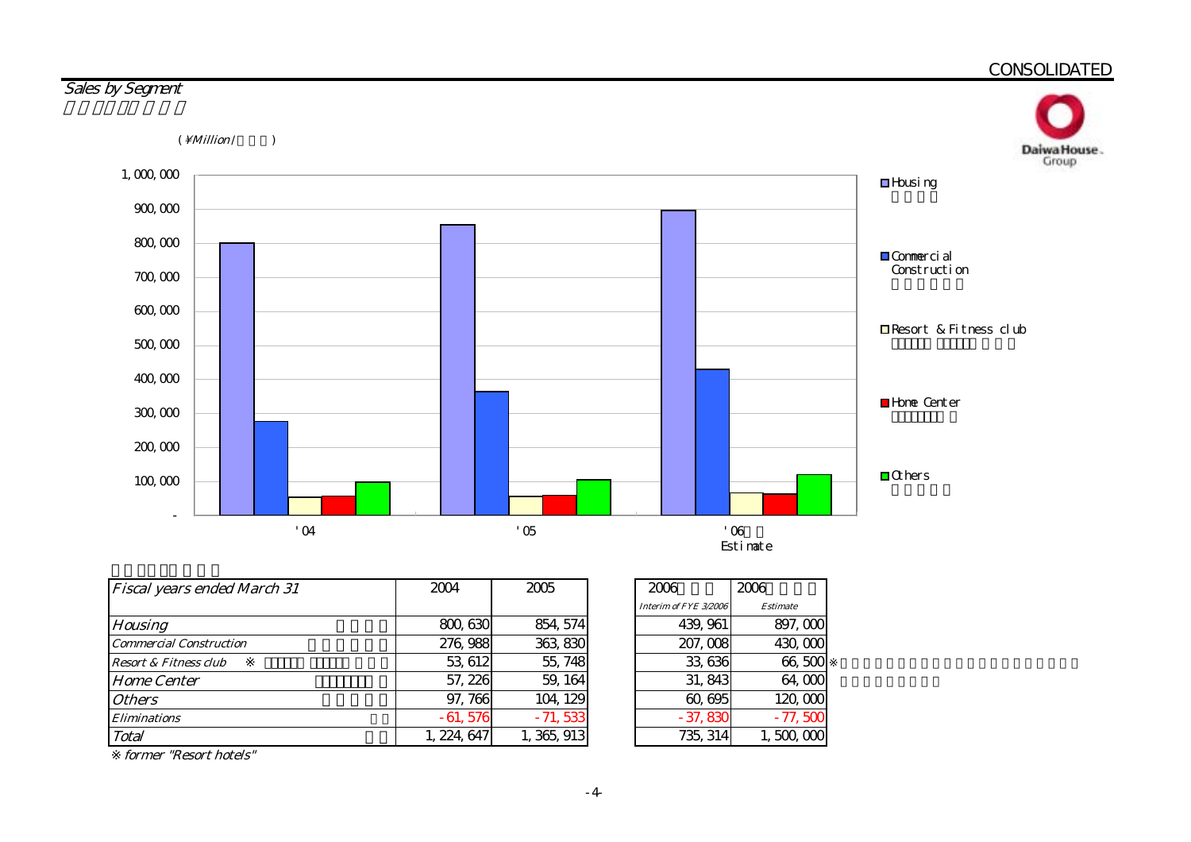CONSOLIDATED

## Sales by Segment

(¥Million/ )

| Fiscal years ended March 31 | 2004 | 2005 | 2006 Interim of FYE 3/2006 | 2006 Estimate |
|---|---|---|---|---|
| Housing | 800, 630 | 854, 574 | 439, 961 | 897, 000 |
| Commercial Construction | 276, 988 | 363, 830 | 207, 008 | 430, 000 |
| Resort & Fitness club ※ | 53, 612 | 55, 748 | 33, 636 | 66, 500 ※ |
| Home Center | 57, 226 | 59, 164 | 31, 843 | 64, 000 |
| Others | 97, 766 | 104, 129 | 60, 695 | 120, 000 |
| Eliminations | - 61, 576 | - 71, 533 | - 37, 830 | - 77, 500 |
| Total | 1, 224, 647 | 1, 365, 913 | 735, 314 | 1, 500, 000 |

※ former "Resort hotels"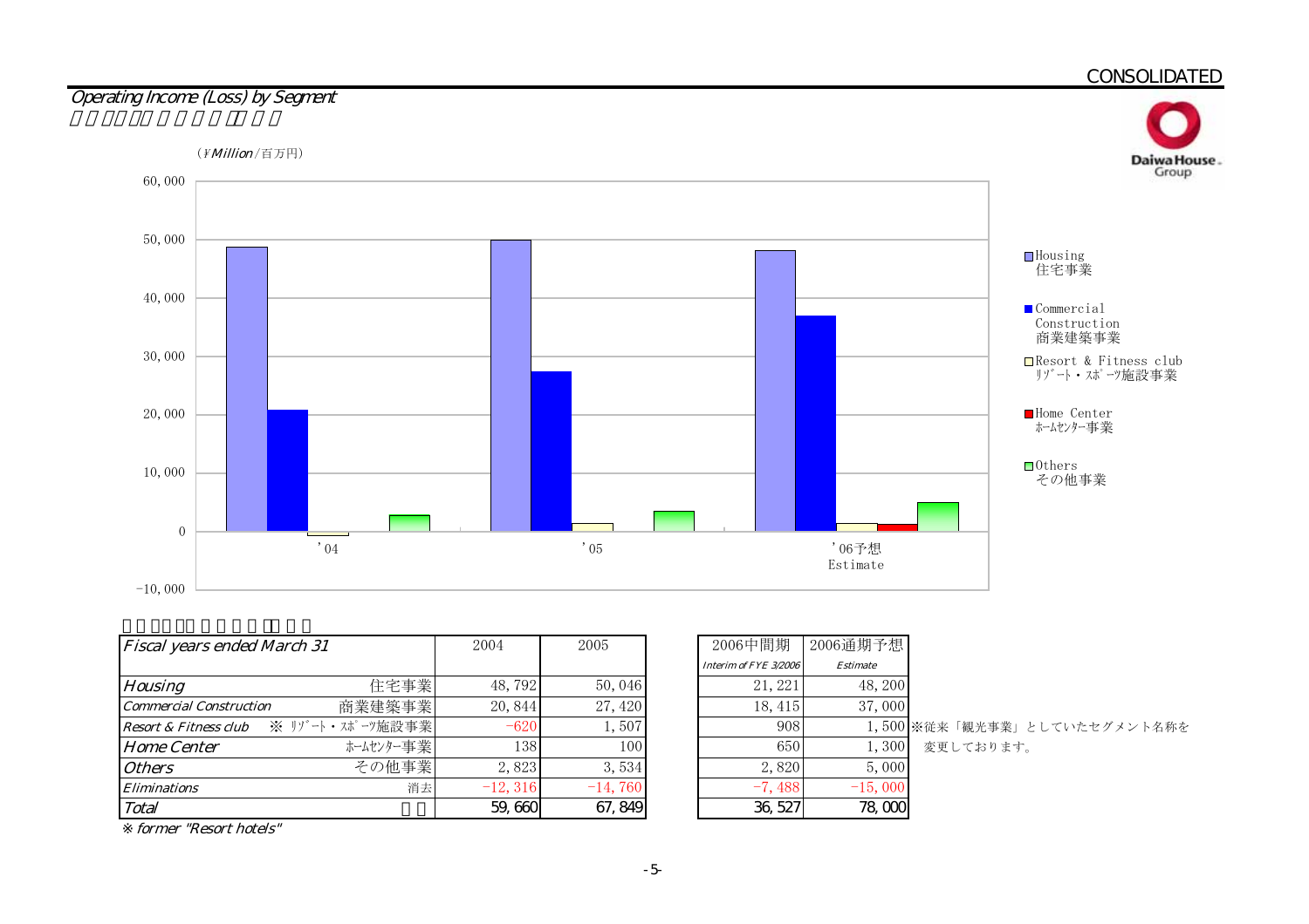CONSOLIDATED

## *Operating Income (Loss) by Segment*

（¥*Million*/百万円）

| *Fiscal years ended March 31* | | 2004 | 2005 | 2006中間期 *Interim of FYE 3/2006* | 2006通期予想 *Estimate* |
|---|---|---|---|---|---|
| *Housing* | 住宅事業 | 48,792 | 50,046 | 21,221 | 48,200 |
| *Commercial Construction* | 商業建築事業 | 20,844 | 27,420 | 18,415 | 37,000 |
| *Resort & Fitness club* | ※ リゾート・スポーツ施設事業 | -620 | 1,507 | 908 | 1,500 |
| *Home Center* | ホームセンター事業 | 138 | 100 | 650 | 1,300 |
| *Others* | その他事業 | 2,823 | 3,534 | 2,820 | 5,000 |
| *Eliminations* | 消去 | -12,316 | -14,760 | -7,488 | -15,000 |
| *Total* | | 59,660 | 67,849 | 36,527 | 78,000 |

※ *former "Resort hotels"*

※従来「観光事業」としていたセグメント名称を変更しております。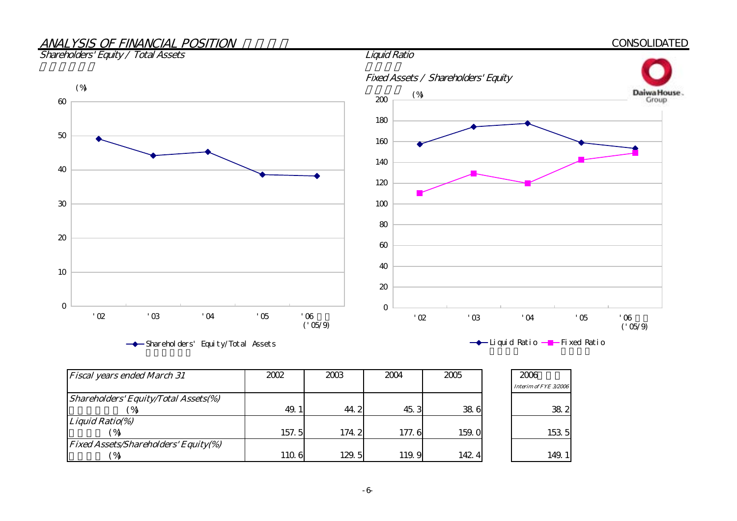## ANALYSIS OF FINANCIAL POSITION

CONSOLIDATED

### Shareholders' Equity / Total Assets

(%)

### Liquid Ratio

### Fixed Assets / Shareholders' Equity

(%)

| Fiscal years ended March 31 | 2002 | 2003 | 2004 | 2005 | 2006 Interim of FYE 3/2006 |
|---|---|---|---|---|---|
| Shareholders' Equity/Total Assets(%) (%) | 49.1 | 44.2 | 45.3 | 38.6 | 38.2 |
| Liquid Ratio(%) (%) | 157.5 | 174.2 | 177.6 | 159.0 | 153.5 |
| Fixed Assets/Shareholders' Equity(%) (%) | 110.6 | 129.5 | 119.9 | 142.4 | 149.1 |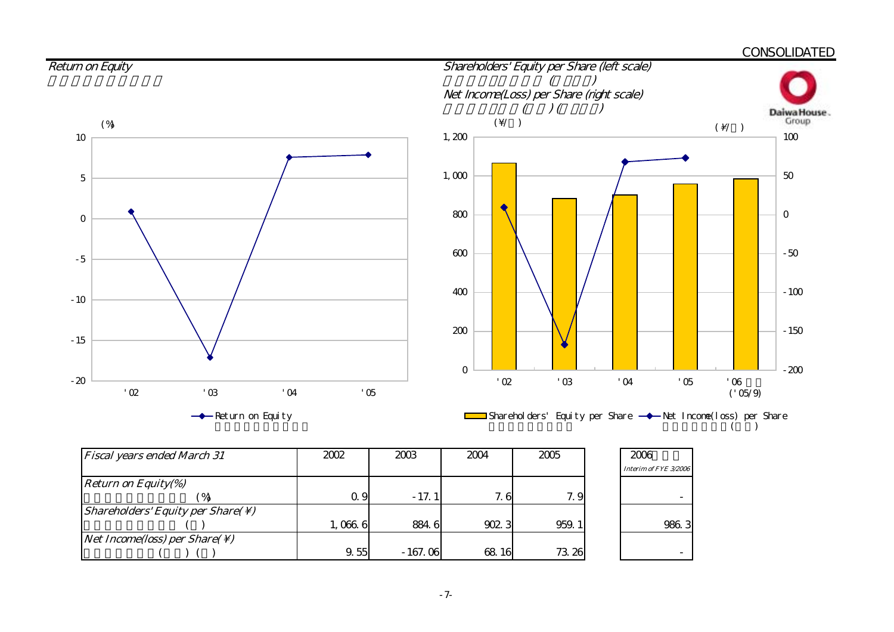CONSOLIDATED

## Return on Equity

## Shareholders' Equity per Share (left scale)
## Net Income(Loss) per Share (right scale)

| Fiscal years ended March 31 | 2002 | 2003 | 2004 | 2005 | 2006 Interim of FYE 3/2006 |
|---|---|---|---|---|---|
| Return on Equity(%) | 0.9 | -17.1 | 7.6 | 7.9 | - |
| Shareholders' Equity per Share(¥) | 1,066.6 | 884.6 | 902.3 | 959.1 | 986.3 |
| Net Income(loss) per Share(¥) | 9.55 | -167.06 | 68.16 | 73.26 | - |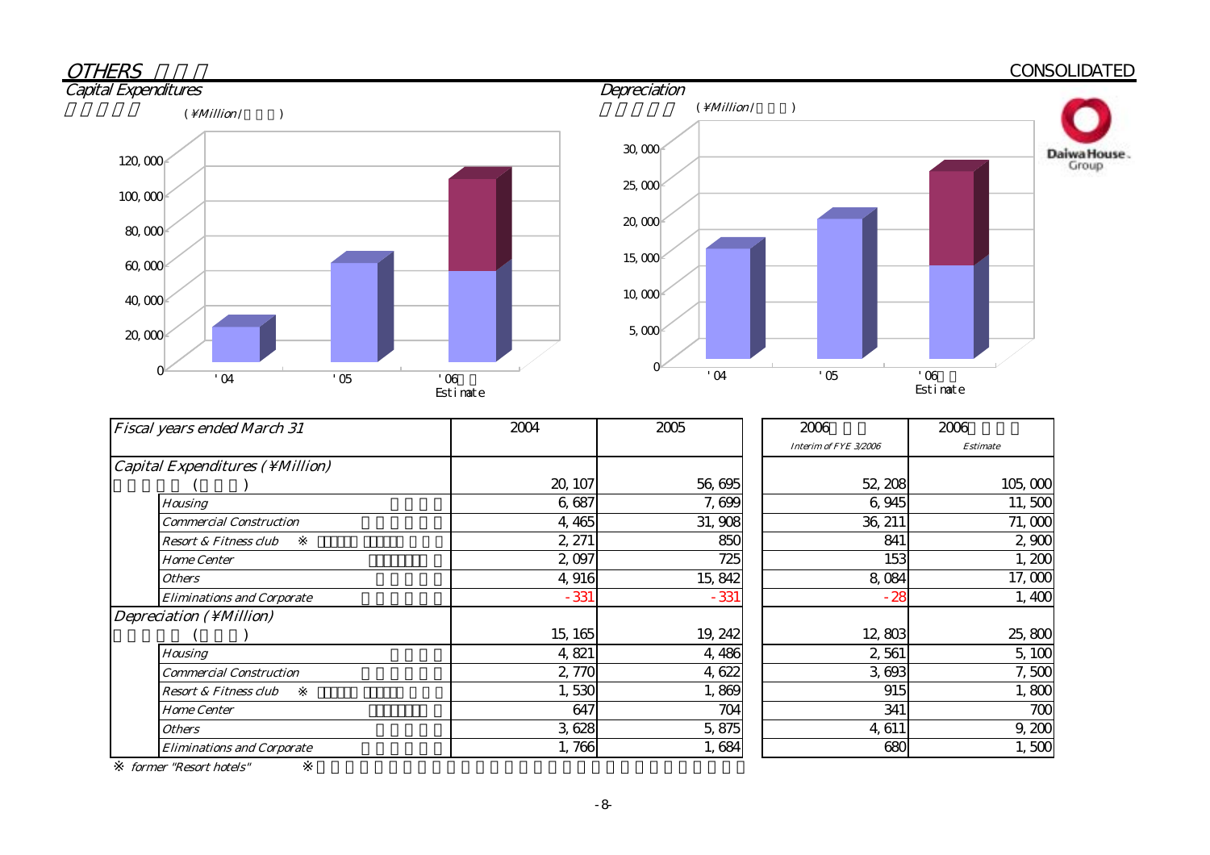# OTHERS

CONSOLIDATED

## Capital Expenditures

(¥Million/ )

## Depreciation

(¥Million/ )

| Fiscal years ended March 31 | | 2004 | 2005 | 2006 Interim of FYE 3/2006 | 2006 Estimate |
|---|---|---|---|---|---|
| Capital Expenditures (¥Million) ( ) | | 20,107 | 56,695 | 52,208 | 105,000 |
| | Housing | 6,687 | 7,699 | 6,945 | 11,500 |
| | Commercial Construction | 4,465 | 31,908 | 36,211 | 71,000 |
| | Resort & Fitness club ※ | 2,271 | 850 | 841 | 2,900 |
| | Home Center | 2,097 | 725 | 153 | 1,200 |
| | Others | 4,916 | 15,842 | 8,084 | 17,000 |
| | Eliminations and Corporate | -331 | -331 | -28 | 1,400 |
| Depreciation (¥Million) ( ) | | 15,165 | 19,242 | 12,803 | 25,800 |
| | Housing | 4,821 | 4,486 | 2,561 | 5,100 |
| | Commercial Construction | 2,770 | 4,622 | 3,693 | 7,500 |
| | Resort & Fitness club ※ | 1,530 | 1,869 | 915 | 1,800 |
| | Home Center | 647 | 704 | 341 | 700 |
| | Others | 3,628 | 5,875 | 4,611 | 9,200 |
| | Eliminations and Corporate | 1,766 | 1,684 | 680 | 1,500 |

※ former "Resort hotels" ※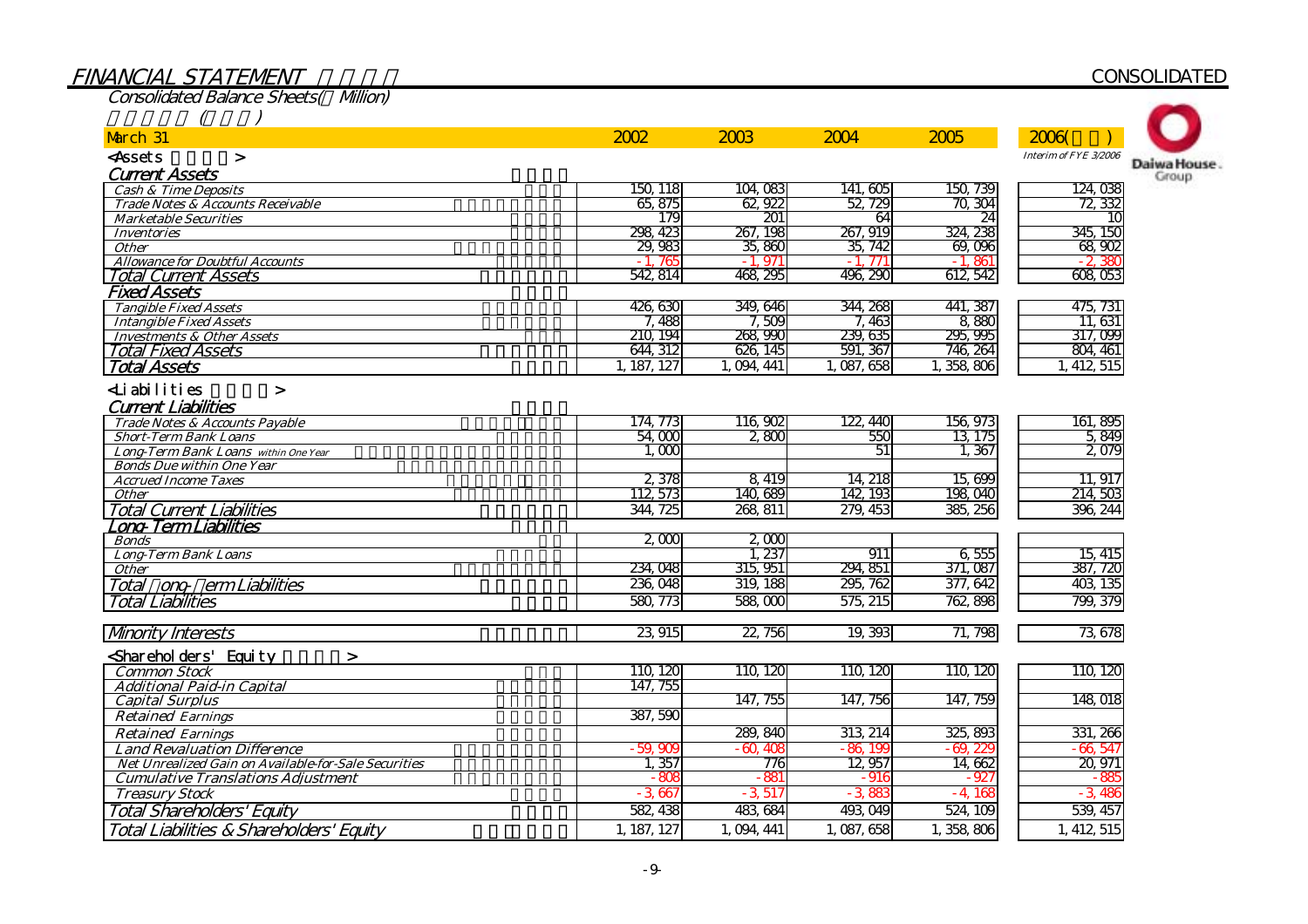# FINANCIAL STATEMENT

CONSOLIDATED

## Consolidated Balance Sheets( Million)

( )

| March 31 | 2002 | 2003 | 2004 | 2005 | 2006( ) Interim of FYE 3/2006 |
|---|---|---|---|---|---|
| **<Assets >** | | | | | |
| ***Current Assets*** | | | | | |
| Cash & Time Deposits | 150,118 | 104,083 | 141,605 | 150,739 | 124,038 |
| Trade Notes & Accounts Receivable | 65,875 | 62,922 | 52,729 | 70,304 | 72,332 |
| Marketable Securities | 179 | 201 | 64 | 24 | 10 |
| Inventories | 298,423 | 267,198 | 267,919 | 324,238 | 345,150 |
| Other | 29,983 | 35,860 | 35,742 | 69,096 | 68,902 |
| Allowance for Doubtful Accounts | -1,765 | -1,971 | -1,771 | -1,861 | -2,380 |
| *Total Current Assets* | 542,814 | 468,295 | 496,290 | 612,542 | 608,053 |
| ***Fixed Assets*** | | | | | |
| Tangible Fixed Assets | 426,630 | 349,646 | 344,268 | 441,387 | 475,731 |
| Intangible Fixed Assets | 7,488 | 7,509 | 7,463 | 8,880 | 11,631 |
| Investments & Other Assets | 210,194 | 268,990 | 239,635 | 295,995 | 317,099 |
| *Total Fixed Assets* | 644,312 | 626,145 | 591,367 | 746,264 | 804,461 |
| *Total Assets* | 1,187,127 | 1,094,441 | 1,087,658 | 1,358,806 | 1,412,515 |
| **<Liabilities >** | | | | | |
| ***Current Liabilities*** | | | | | |
| Trade Notes & Accounts Payable | 174,773 | 116,902 | 122,440 | 156,973 | 161,895 |
| Short-Term Bank Loans | 54,000 | 2,800 | 550 | 13,175 | 5,849 |
| Long-Term Bank Loans within One Year | 1,000 | | 51 | 1,367 | 2,079 |
| Bonds Due within One Year | | | | | |
| Accrued Income Taxes | 2,378 | 8,419 | 14,218 | 15,699 | 11,917 |
| Other | 112,573 | 140,689 | 142,193 | 198,040 | 214,503 |
| *Total Current Liabilities* | 344,725 | 268,811 | 279,453 | 385,256 | 396,244 |
| ***Long-Term Liabilities*** | | | | | |
| Bonds | 2,000 | 2,000 | | | |
| Long-Term Bank Loans | | 1,237 | 911 | 6,555 | 15,415 |
| Other | 234,048 | 315,951 | 294,851 | 371,087 | 387,720 |
| *Total Long-Term Liabilities* | 236,048 | 319,188 | 295,762 | 377,642 | 403,135 |
| *Total Liabilities* | 580,773 | 588,000 | 575,215 | 762,898 | 799,379 |
| *Minority Interests* | 23,915 | 22,756 | 19,393 | 71,798 | 73,678 |
| **<Shareholders' Equity >** | | | | | |
| Common Stock | 110,120 | 110,120 | 110,120 | 110,120 | 110,120 |
| Additional Paid-in Capital | 147,755 | | | | |
| Capital Surplus | | 147,755 | 147,756 | 147,759 | 148,018 |
| Retained Earnings | 387,590 | | | | |
| Retained Earnings | | 289,840 | 313,214 | 325,893 | 331,266 |
| Land Revaluation Difference | -59,909 | -60,408 | -86,199 | -69,229 | -66,547 |
| Net Unrealized Gain on Available-for-Sale Securities | 1,357 | 776 | 12,957 | 14,662 | 20,971 |
| Cumulative Translations Adjustment | -808 | -881 | -916 | -927 | -885 |
| Treasury Stock | -3,667 | -3,517 | -3,883 | -4,168 | -3,486 |
| *Total Shareholders' Equity* | 582,438 | 483,684 | 493,049 | 524,109 | 539,457 |
| *Total Liabilities & Shareholders' Equity* | 1,187,127 | 1,094,441 | 1,087,658 | 1,358,806 | 1,412,515 |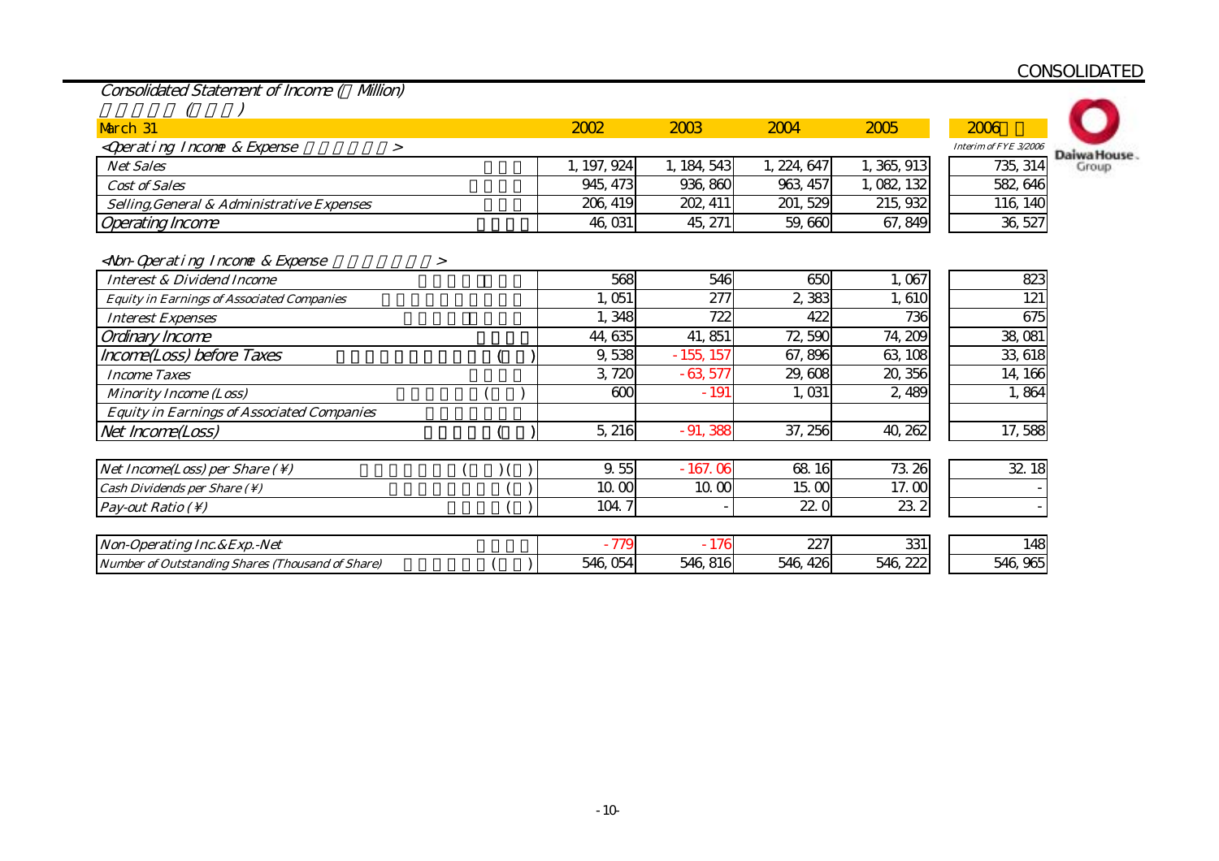CONSOLIDATED

## Consolidated Statement of Income (Million)

| March 31 | 2002 | 2003 | 2004 | 2005 | 2006 Interim of FYE 3/2006 |
|---|---|---|---|---|---|
| **<Operating Income & Expense>** | | | | | |
| Net Sales | 1,197,924 | 1,184,543 | 1,224,647 | 1,365,913 | 735,314 |
| Cost of Sales | 945,473 | 936,860 | 963,457 | 1,082,132 | 582,646 |
| Selling,General & Administrative Expenses | 206,419 | 202,411 | 201,529 | 215,932 | 116,140 |
| Operating Income | 46,031 | 45,271 | 59,660 | 67,849 | 36,527 |
| **<Non-Operating Income & Expense>** | | | | | |
| Interest & Dividend Income | 568 | 546 | 650 | 1,067 | 823 |
| Equity in Earnings of Associated Companies | 1,051 | 277 | 2,383 | 1,610 | 121 |
| Interest Expenses | 1,348 | 722 | 422 | 736 | 675 |
| Ordinary Income | 44,635 | 41,851 | 72,590 | 74,209 | 38,081 |
| Income(Loss) before Taxes | 9,538 | -155,157 | 67,896 | 63,108 | 33,618 |
| Income Taxes | 3,720 | -63,577 | 29,608 | 20,356 | 14,166 |
| Minority Income (Loss) | 600 | -191 | 1,031 | 2,489 | 1,864 |
| Equity in Earnings of Associated Companies | | | | | |
| Net Income(Loss) | 5,216 | -91,388 | 37,256 | 40,262 | 17,588 |
| | | | | | |
| Net Income(Loss) per Share (¥) | 9.55 | -167.06 | 68.16 | 73.26 | 32.18 |
| Cash Dividends per Share (¥) | 10.00 | 10.00 | 15.00 | 17.00 | - |
| Pay-out Ratio (¥) | 104.7 | - | 22.0 | 23.2 | - |
| | | | | | |
| Non-Operating Inc.&Exp.-Net | -779 | -176 | 227 | 331 | 148 |
| Number of Outstanding Shares (Thousand of Share) | 546,054 | 546,816 | 546,426 | 546,222 | 546,965 |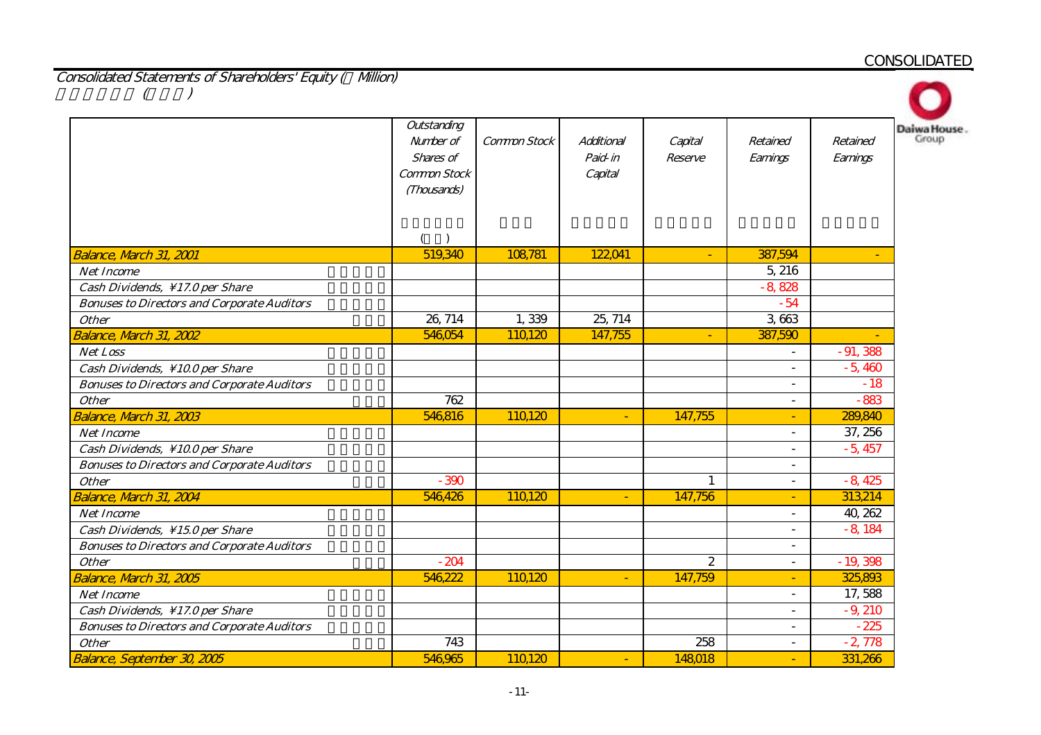# Consolidated Statements of Shareholders' Equity (¥ Million)

| | Outstanding Number of Shares of Common Stock (Thousands) | Common Stock | Additional Paid-in Capital | Capital Reserve | Retained Earnings | Retained Earnings |
|---|---|---|---|---|---|---|
| Balance, March 31, 2001 | 519,340 | 108,781 | 122,041 | - | 387,594 | - |
| Net Income | | | | | 5,216 | |
| Cash Dividends, ¥17.0 per Share | | | | | -8,828 | |
| Bonuses to Directors and Corporate Auditors | | | | | -54 | |
| Other | 26,714 | 1,339 | 25,714 | | 3,663 | |
| Balance, March 31, 2002 | 546,054 | 110,120 | 147,755 | - | 387,590 | - |
| Net Loss | | | | | - | -91,388 |
| Cash Dividends, ¥10.0 per Share | | | | | - | -5,460 |
| Bonuses to Directors and Corporate Auditors | | | | | - | -18 |
| Other | 762 | | | | - | -883 |
| Balance, March 31, 2003 | 546,816 | 110,120 | - | 147,755 | - | 289,840 |
| Net Income | | | | | - | 37,256 |
| Cash Dividends, ¥10.0 per Share | | | | | - | -5,457 |
| Bonuses to Directors and Corporate Auditors | | | | | - | |
| Other | -390 | | | 1 | - | -8,425 |
| Balance, March 31, 2004 | 546,426 | 110,120 | - | 147,756 | - | 313,214 |
| Net Income | | | | | - | 40,262 |
| Cash Dividends, ¥15.0 per Share | | | | | - | -8,184 |
| Bonuses to Directors and Corporate Auditors | | | | | - | |
| Other | -204 | | | 2 | - | -19,398 |
| Balance, March 31, 2005 | 546,222 | 110,120 | - | 147,759 | - | 325,893 |
| Net Income | | | | | - | 17,588 |
| Cash Dividends, ¥17.0 per Share | | | | | - | -9,210 |
| Bonuses to Directors and Corporate Auditors | | | | | - | -225 |
| Other | 743 | | | 258 | - | -2,778 |
| Balance, September 30, 2005 | 546,965 | 110,120 | - | 148,018 | - | 331,266 |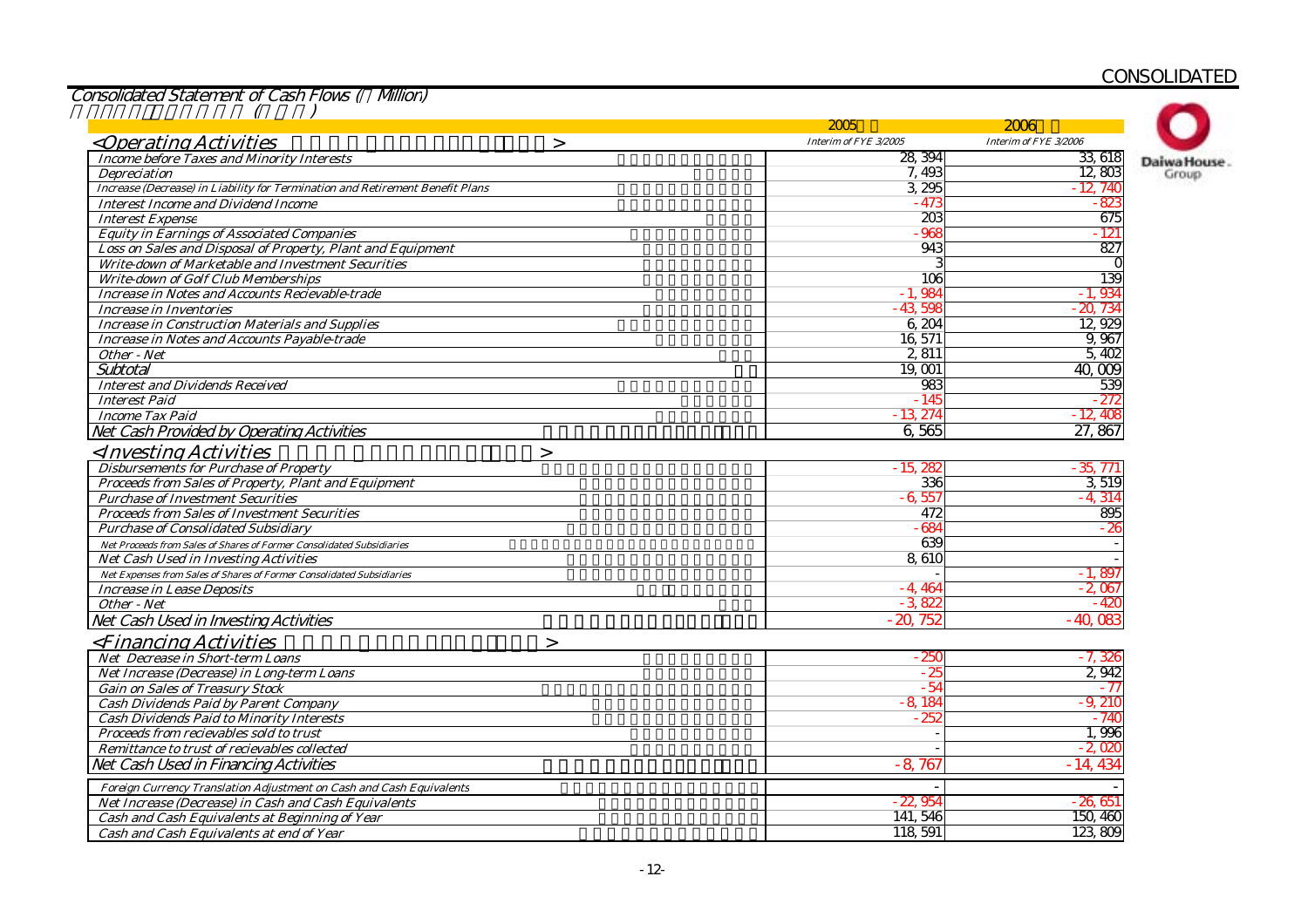CONSOLIDATED

## Consolidated Statement of Cash Flows (¥ Million)

| | 2005 Interim of FYE 3/2005 | 2006 Interim of FYE 3/2006 |
|---|---|---|
| **<Operating Activities>** | | |
| Income before Taxes and Minority Interests | 28,394 | 33,618 |
| Depreciation | 7,493 | 12,803 |
| Increase (Decrease) in Liability for Termination and Retirement Benefit Plans | 3,295 | -12,740 |
| Interest Income and Dividend Income | -473 | -823 |
| Interest Expense | 203 | 675 |
| Equity in Earnings of Associated Companies | -968 | -121 |
| Loss on Sales and Disposal of Property, Plant and Equipment | 943 | 827 |
| Write-down of Marketable and Investment Securities | 3 | 0 |
| Write-down of Golf Club Memberships | 106 | 139 |
| Increase in Notes and Accounts Recievable-trade | -1,984 | -1,934 |
| Increase in Inventories | -43,598 | -20,734 |
| Increase in Construction Materials and Supplies | 6,204 | 12,929 |
| Increase in Notes and Accounts Payable-trade | 16,571 | 9,967 |
| Other - Net | 2,811 | 5,402 |
| Subtotal | 19,001 | 40,009 |
| Interest and Dividends Received | 983 | 539 |
| Interest Paid | -145 | -272 |
| Income Tax Paid | -13,274 | -12,408 |
| Net Cash Provided by Operating Activities | 6,565 | 27,867 |
| **<Investing Activities>** | | |
| Disbursements for Purchase of Property | -15,282 | -35,771 |
| Proceeds from Sales of Property, Plant and Equipment | 336 | 3,519 |
| Purchase of Investment Securities | -6,557 | -4,314 |
| Proceeds from Sales of Investment Securities | 472 | 895 |
| Purchase of Consolidated Subsidiary | -684 | -26 |
| Net Proceeds from Sales of Shares of Former Consolidated Subsidiaries | 639 | - |
| Net Cash Used in Investing Activities | 8,610 | - |
| Net Expenses from Sales of Shares of Former Consolidated Subsidiaries | - | -1,897 |
| Increase in Lease Deposits | -4,464 | -2,067 |
| Other - Net | -3,822 | -420 |
| Net Cash Used in Investing Activities | -20,752 | -40,083 |
| **<Financing Activities>** | | |
| Net Decrease in Short-term Loans | -250 | -7,326 |
| Net Increase (Decrease) in Long-term Loans | -25 | 2,942 |
| Gain on Sales of Treasury Stock | -54 | -77 |
| Cash Dividends Paid by Parent Company | -8,184 | -9,210 |
| Cash Dividends Paid to Minority Interests | -252 | -740 |
| Proceeds from recievables sold to trust | - | 1,996 |
| Remittance to trust of recievables collected | - | -2,020 |
| Net Cash Used in Financing Activities | -8,767 | -14,434 |
| Foreign Currency Translation Adjustment on Cash and Cash Equivalents | - | - |
| Net Increase (Decrease) in Cash and Cash Equivalents | -22,954 | -26,651 |
| Cash and Cash Equivalents at Beginning of Year | 141,546 | 150,460 |
| Cash and Cash Equivalents at end of Year | 118,591 | 123,809 |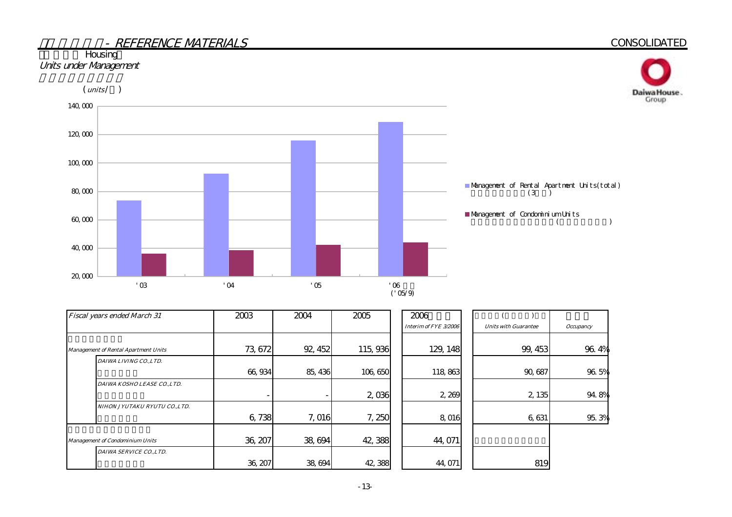## - REFERENCE MATERIALS

CONSOLIDATED

### Housing

*Units under Management*

(*units*/ )

■ Management of Rental Apartment Units(total) (3 )

■ Management of Condominium Units ( )

| *Fiscal years ended March 31* | 2003 | 2004 | 2005 | 2006 *Interim of FYE 3/2006* | *Units with Guarantee* | *Occupancy* |
|---|---|---|---|---|---|---|
| *Management of Rental Apartment Units* | 73,672 | 92,452 | 115,936 | 129,148 | 99,453 | 96.4% |
| *DAIWA LIVING CO.,LTD.* | 66,934 | 85,436 | 106,650 | 118,863 | 90,687 | 96.5% |
| *DAIWA KOSHO LEASE CO.,LTD.* | - | - | 2,036 | 2,269 | 2,135 | 94.8% |
| *NIHON JYUTAKU RYUTU CO.,LTD.* | 6,738 | 7,016 | 7,250 | 8,016 | 6,631 | 95.3% |
| *Management of Condominium Units* | 36,207 | 38,694 | 42,388 | 44,071 | | |
| *DAIWA SERVICE CO.,LTD.* | 36,207 | 38,694 | 42,388 | 44,071 | 819 | |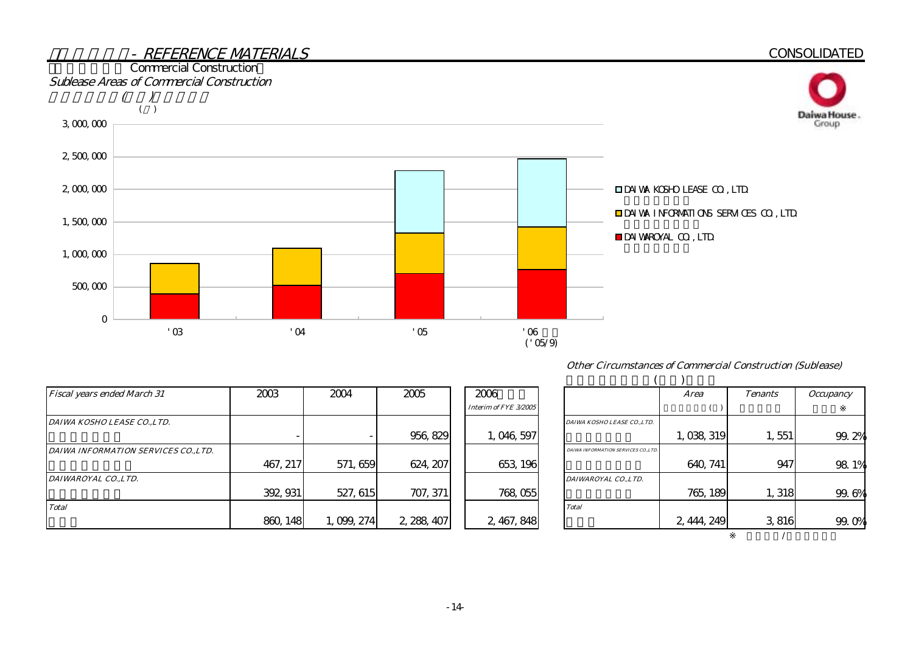## - REFERENCE MATERIALS

CONSOLIDATED

Commercial Construction

*Sublease Areas of Commercial Construction*

| *Fiscal years ended March 31* | 2003 | 2004 | 2005 | 2006 *Interim of FYE 3/2005* |
|---|---|---|---|---|
| *DAIWA KOSHO LEASE CO.,LTD.* | - | - | 956,829 | 1,046,597 |
| *DAIWA INFORMATION SERVICES CO.,LTD.* | 467,217 | 571,659 | 624,207 | 653,196 |
| *DAIWAROYAL CO.,LTD.* | 392,931 | 527,615 | 707,371 | 768,055 |
| *Total* | 860,148 | 1,099,274 | 2,288,407 | 2,467,848 |

*Other Circumstances of Commercial Construction (Sublease)*

| | *Area* | *Tenants* | *Occupancy* ※ |
|---|---|---|---|
| *DAIWA KOSHO LEASE CO.,LTD.* | 1,038,319 | 1,551 | 99.2% |
| *DAIWA INFORMATION SERVICES CO.,LTD.* | 640,741 | 947 | 98.1% |
| *DAIWAROYAL CO.,LTD.* | 765,189 | 1,318 | 99.6% |
| *Total* | 2,444,249 | 3,816 | 99.0% |

※ /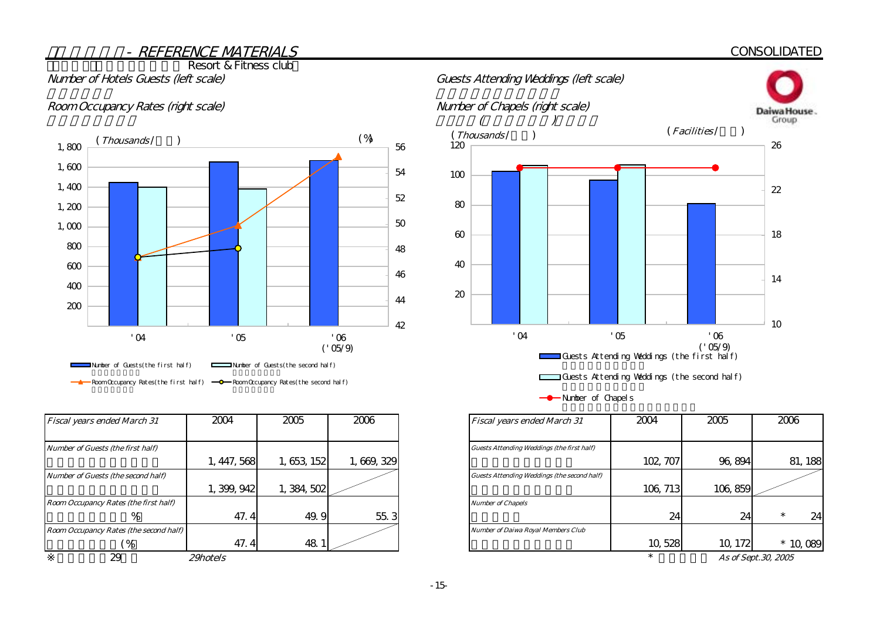# - REFERENCE MATERIALS

CONSOLIDATED

Resort & Fitness club

*Number of Hotels Guests (left scale)*

*Room Occupancy Rates (right scale)*

*Guests Attending Weddings (left scale)*

*Number of Chapels (right scale)*

| *Fiscal years ended March 31* | 2004 | 2005 | 2006 |
|---|---|---|---|
| *Number of Guests (the first half)* | 1,447,568 | 1,653,152 | 1,669,329 |
| *Number of Guests (the second half)* | 1,399,942 | 1,384,502 | |
| *Room Occupancy Rates (the first half)* % | 47.4 | 49.9 | 55.3 |
| *Room Occupancy Rates (the second half)* (%) | 47.4 | 48.1 | |

※ 29 *29hotels*

| *Fiscal years ended March 31* | 2004 | 2005 | 2006 |
|---|---|---|---|
| *Guests Attending Weddings (the first half)* | 102,707 | 96,894 | 81,188 |
| *Guests Attending Weddings (the second half)* | 106,713 | 106,859 | |
| *Number of Chapels* | 24 | 24 | * 24 |
| *Number of Daiwa Royal Members Club* | 10,528 | 10,172 | * 10,089 |

\* *As of Sept.30, 2005*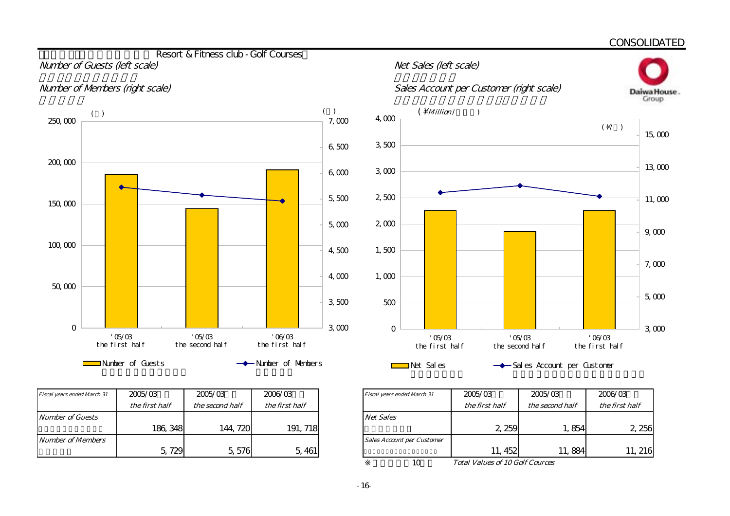CONSOLIDATED

## Resort & Fitness club - Golf Courses

*Number of Guests (left scale)*

*Number of Members (right scale)*

*Net Sales (left scale)*

*Sales Account per Customer (right scale)*

| *Fiscal years ended March 31* | 2005/03 *the first half* | 2005/03 *the second half* | 2006/03 *the first half* |
|---|---|---|---|
| *Number of Guests* | 186,348 | 144,720 | 191,718 |
| *Number of Members* | 5,729 | 5,576 | 5,461 |

| *Fiscal years ended March 31* | 2005/03 *the first half* | 2005/03 *the second half* | 2006/03 *the first half* |
|---|---|---|---|
| *Net Sales* | 2,259 | 1,854 | 2,256 |
| *Sales Account per Customer* | 11,452 | 11,884 | 11,216 |

※ 10 *Total Values of 10 Golf Cources*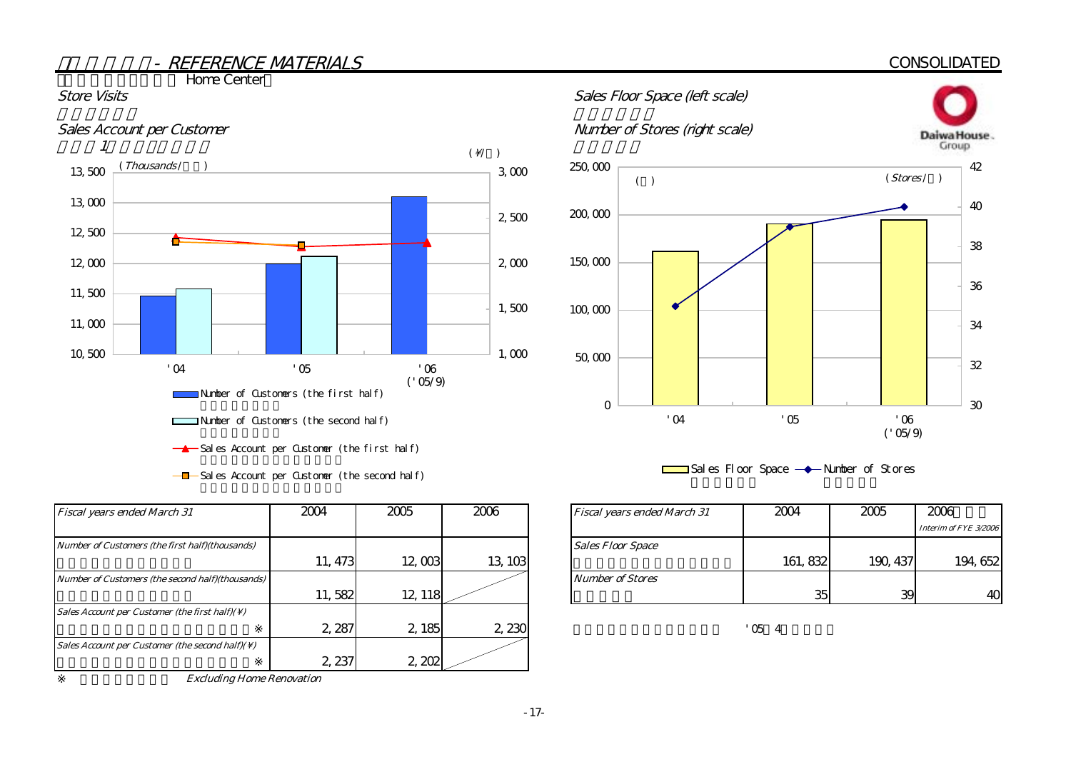# - REFERENCE MATERIALS

CONSOLIDATED

Home Center

## Store Visits

Sales Account per Customer

| Fiscal years ended March 31 | 2004 | 2005 | 2006 |
|---|---|---|---|
| Number of Customers (the first half)(thousands) | 11,473 | 12,003 | 13,103 |
| Number of Customers (the second half)(thousands) | 11,582 | 12,118 | |
| Sales Account per Customer (the first half)(¥) ※ | 2,287 | 2,185 | 2,230 |
| Sales Account per Customer (the second half)(¥) ※ | 2,237 | 2,202 | |

※ Excluding Home Renovation

## Sales Floor Space (left scale)

Number of Stores (right scale)

| Fiscal years ended March 31 | 2004 | 2005 | 2006 Interim of FYE 3/2006 |
|---|---|---|---|
| Sales Floor Space | 161,832 | 190,437 | 194,652 |
| Number of Stores | 35 | 39 | 40 |

'05 4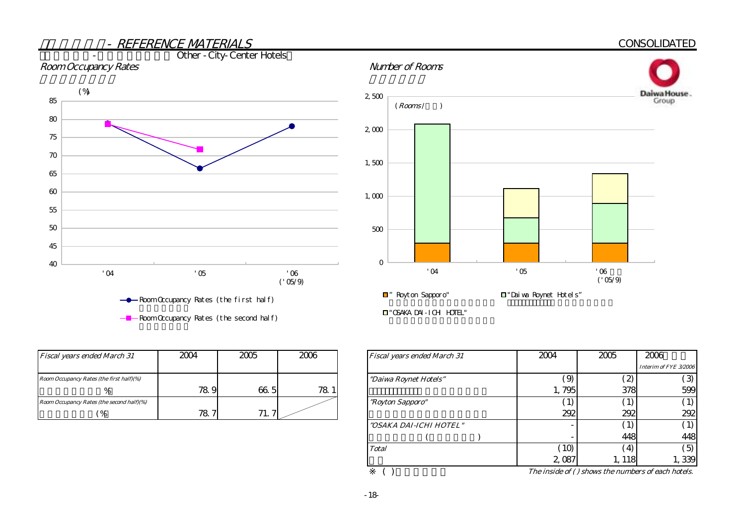# - REFERENCE MATERIALS

CONSOLIDATED

## - Other - City-Center Hotels

### Room Occupancy Rates

(%)

- Room Occupancy Rates (the first half)
- Room Occupancy Rates (the second half)

### Number of Rooms

(Rooms/ )

- "Royton Sapporo"
- "Daiwa Roynet Hotels"
- "OSAKA DAI-ICHI HOTEL"

| Fiscal years ended March 31 | 2004 | 2005 | 2006 |
|---|---|---|---|
| Room Occupancy Rates (the first half)(%) | 78.9 | 66.5 | 78.1 |
| Room Occupancy Rates (the second half)(%) | 78.7 | 71.7 | |

| Fiscal years ended March 31 | 2004 | 2005 | 2006 Interim of FYE 3/2006 |
|---|---|---|---|
| "Daiwa Roynet Hotels" | (9) | (2) | (3) |
| | 1,795 | 378 | 599 |
| "Royton Sapporo" | (1) | (1) | (1) |
| | 292 | 292 | 292 |
| "OSAKA DAI-ICHI HOTEL" | - | (1) | (1) |
| | - | 448 | 448 |
| Total | (10) | (4) | (5) |
| | 2,087 | 1,118 | 1,339 |

※ ( ) The inside of ( ) shows the numbers of each hotels.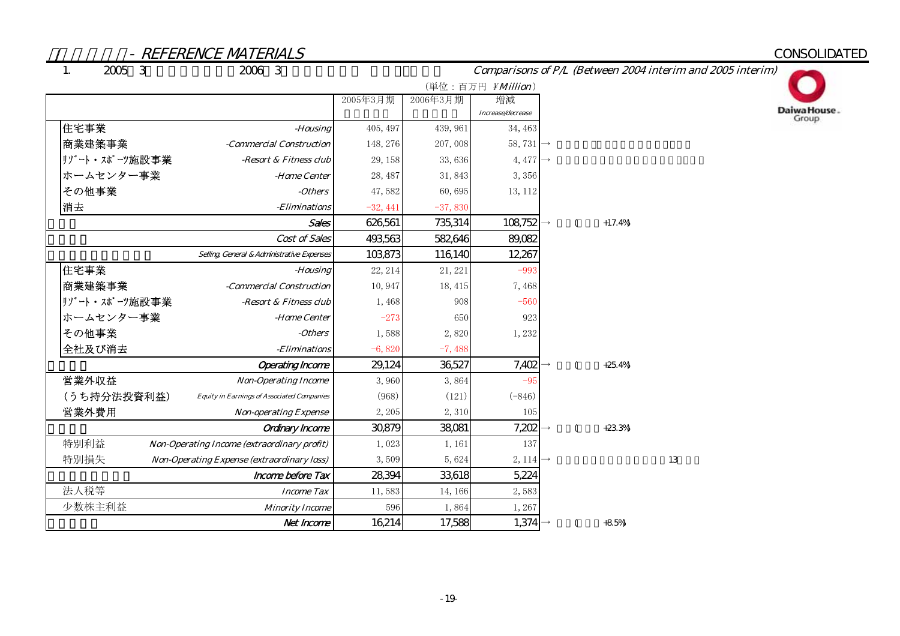## - REFERENCE MATERIALS

CONSOLIDATED

1. 2005 3 2006 3 Comparisons of P/L (Between 2004 interim and 2005 interim)

(単位：百万円 ¥Million)

| | | 2005年3月期 | 2006年3月期 | 増減 Increase/decrease | |
|---|---|---|---|---|---|
| 住宅事業 | -Housing | 405,497 | 439,961 | 34,463 | |
| 商業建築事業 | -Commercial Construction | 148,276 | 207,008 | 58,731 | → |
| ﾘｿﾞｰﾄ・ｽﾎﾟｰﾂ施設事業 | -Resort & Fitness club | 29,158 | 33,636 | 4,477 | → |
| ホームセンター事業 | -Home Center | 28,487 | 31,843 | 3,356 | |
| その他事業 | -Others | 47,582 | 60,695 | 13,112 | |
| 消去 | -Eliminations | -32,441 | -37,830 | | |
| | **Sales** | **626,561** | **735,314** | **108,752** | → ( +17.4%) |
| | Cost of Sales | 493,563 | 582,646 | 89,082 | |
| | Selling, General & Administrative Expenses | 103,873 | 116,140 | 12,267 | |
| 住宅事業 | -Housing | 22,214 | 21,221 | -993 | |
| 商業建築事業 | -Commercial Construction | 10,947 | 18,415 | 7,468 | |
| ﾘｿﾞｰﾄ・ｽﾎﾟｰﾂ施設事業 | -Resort & Fitness club | 1,468 | 908 | -560 | |
| ホームセンター事業 | -Home Center | -273 | 650 | 923 | |
| その他事業 | -Others | 1,588 | 2,820 | 1,232 | |
| 全社及び消去 | -Eliminations | -6,820 | -7,488 | | |
| | **Operating Income** | **29,124** | **36,527** | **7,402** | → ( +25.4%) |
| 営業外収益 | Non-Operating Income | 3,960 | 3,864 | -95 | |
| (うち持分法投資利益) | Equity in Earnings of Associated Companies | (968) | (121) | (-846) | |
| 営業外費用 | Non-operating Expense | 2,205 | 2,310 | 105 | |
| | **Ordinary Income** | **30,879** | **38,081** | **7,202** | → ( +23.3%) |
| 特別利益 | Non-Operating Income (extraordinary profit) | 1,023 | 1,161 | 137 | |
| 特別損失 | Non-Operating Expense (extraordinary loss) | 3,509 | 5,624 | 2,114 | → 13 |
| | **Income before Tax** | **28,394** | **33,618** | **5,224** | |
| 法人税等 | Income Tax | 11,583 | 14,166 | 2,583 | |
| 少数株主利益 | Minority Income | 596 | 1,864 | 1,267 | |
| | **Net Income** | **16,214** | **17,588** | **1,374** | → ( +8.5%) |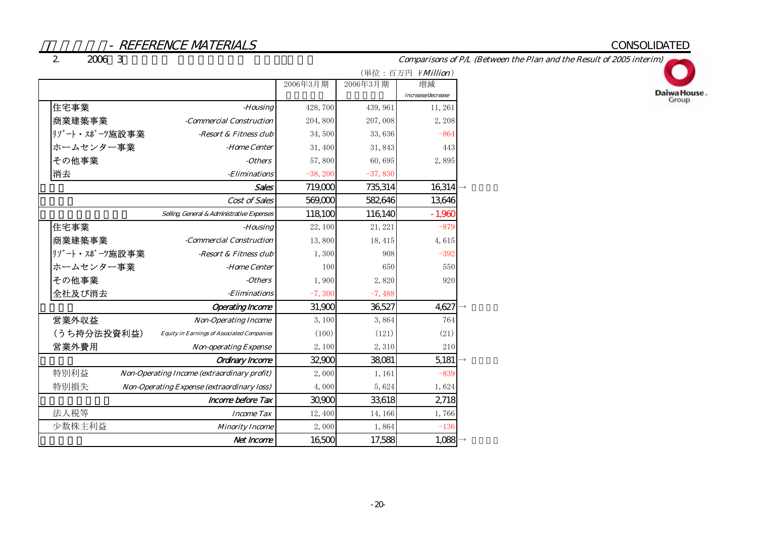## - REFERENCE MATERIALS

CONSOLIDATED

2. 2006 3

*Comparisons of P/L (Between the Plan and the Result of 2005 interim)*

（単位：百万円 ¥Million）

| | | 2006年3月期 | 2006年3月期 | 増減 *Increase/decrease* | |
|---|---|---|---|---|---|
| 住宅事業 | *-Housing* | 428,700 | 439,961 | 11,261 | |
| 商業建築事業 | *-Commercial Construction* | 204,800 | 207,008 | 2,208 | |
| ﾘｿﾞｰﾄ・ｽﾎﾟｰﾂ施設事業 | *-Resort & Fitness club* | 34,500 | 33,636 | -864 | |
| ホームセンター事業 | *-Home Center* | 31,400 | 31,843 | 443 | |
| その他事業 | *-Others* | 57,800 | 60,695 | 2,895 | |
| 消去 | *-Eliminations* | -38,200 | -37,830 | | |
| | ***Sales*** | 719,000 | 735,314 | 16,314 | → |
| | *Cost of Sales* | 569,000 | 582,646 | 13,646 | |
| | *Selling, General & Administrative Expenses* | 118,100 | 116,140 | -1,960 | |
| 住宅事業 | *-Housing* | 22,100 | 21,221 | -879 | |
| 商業建築事業 | *-Commercial Construction* | 13,800 | 18,415 | 4,615 | |
| ﾘｿﾞｰﾄ・ｽﾎﾟｰﾂ施設事業 | *-Resort & Fitness club* | 1,300 | 908 | -392 | |
| ホームセンター事業 | *-Home Center* | 100 | 650 | 550 | |
| その他事業 | *-Others* | 1,900 | 2,820 | 920 | |
| 全社及び消去 | *-Eliminations* | -7,300 | -7,488 | | |
| | ***Operating Income*** | 31,900 | 36,527 | 4,627 | → |
| 営業外収益 | *Non-Operating Income* | 3,100 | 3,864 | 764 | |
| (うち持分法投資利益) | *Equity in Earnings of Associated Companies* | (100) | (121) | (21) | |
| 営業外費用 | *Non-operating Expense* | 2,100 | 2,310 | 210 | |
| | ***Ordinary Income*** | 32,900 | 38,081 | 5,181 | → |
| 特別利益 | *Non-Operating Income (extraordinary profit)* | 2,000 | 1,161 | -839 | |
| 特別損失 | *Non-Operating Expense (extraordinary loss)* | 4,000 | 5,624 | 1,624 | |
| | ***Income before Tax*** | 30,900 | 33,618 | 2,718 | |
| 法人税等 | *Income Tax* | 12,400 | 14,166 | 1,766 | |
| 少数株主利益 | *Minority Income* | 2,000 | 1,864 | -136 | |
| | ***Net Income*** | 16,500 | 17,588 | 1,088 | → |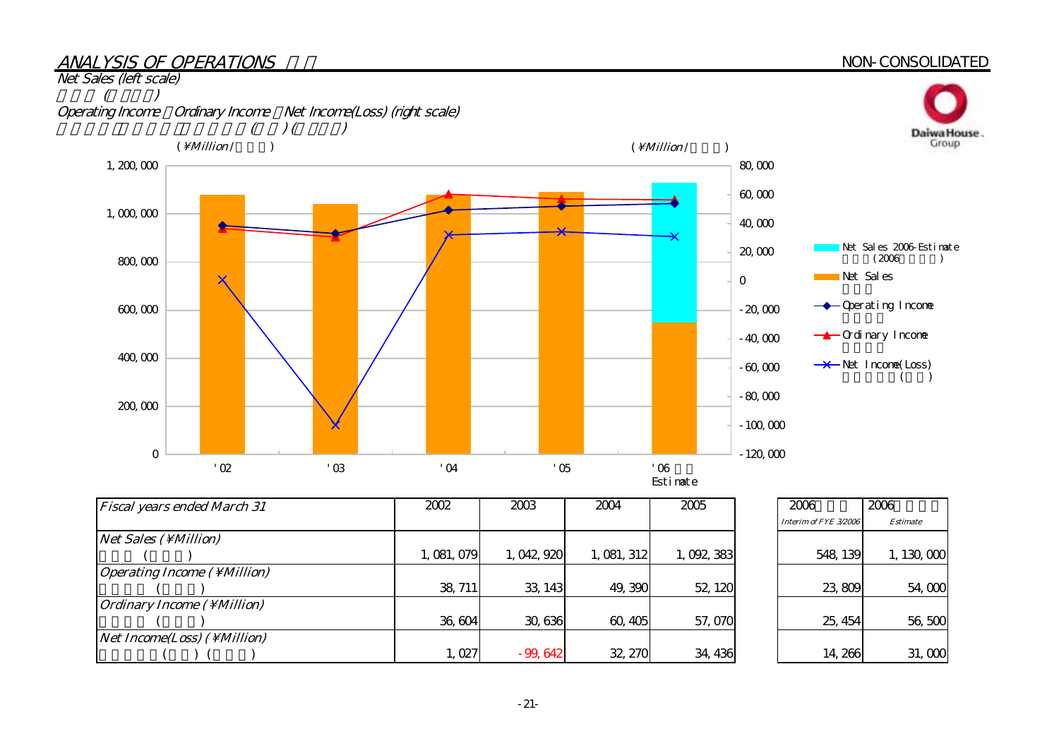## ANALYSIS OF OPERATIONS

NON-CONSOLIDATED

*Net Sales (left scale)*

*Operating Income, Ordinary Income, Net Income(Loss) (right scale)*

(¥Million) (¥Million)

| Fiscal years ended March 31 | 2002 | 2003 | 2004 | 2005 | 2006 Interim of FYE 3/2006 | 2006 Estimate |
|---|---|---|---|---|---|---|
| Net Sales (¥Million) | 1,081,079 | 1,042,920 | 1,081,312 | 1,092,383 | 548,139 | 1,130,000 |
| Operating Income (¥Million) | 38,711 | 33,143 | 49,390 | 52,120 | 23,809 | 54,000 |
| Ordinary Income (¥Million) | 36,604 | 30,636 | 60,405 | 57,070 | 25,454 | 56,500 |
| Net Income(Loss) (¥Million) | 1,027 | -99,642 | 32,270 | 34,436 | 14,266 | 31,000 |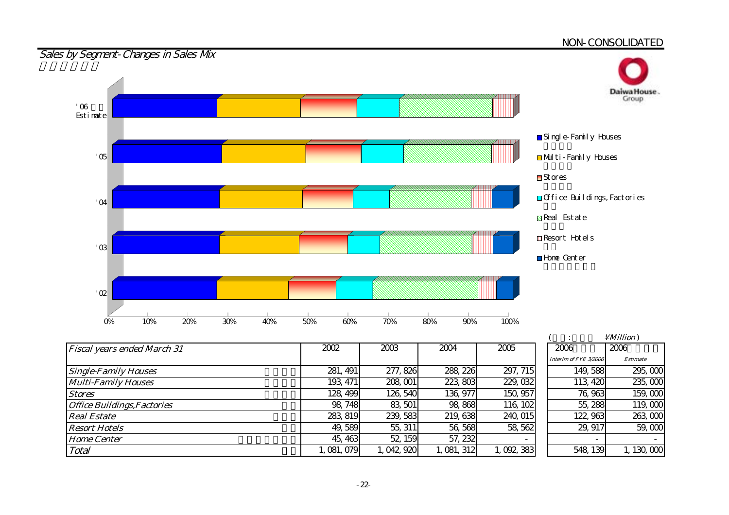NON-CONSOLIDATED

## Sales by Segment-Changes in Sales Mix

'06 Estimate

'05

'04

'03

'02

0% 10% 20% 30% 40% 50% 60% 70% 80% 90% 100%

- Single-Family Houses
- Multi-Family Houses
- Stores
- Office Buildings, Factories
- Real Estate
- Resort Hotels
- Home Center

( : ¥Million)

| Fiscal years ended March 31 | 2002 | 2003 | 2004 | 2005 | 2006 Interim of FYE 3/2006 | 2006 Estimate |
|---|---|---|---|---|---|---|
| Single-Family Houses | 281,491 | 277,826 | 288,226 | 297,715 | 149,588 | 295,000 |
| Multi-Family Houses | 193,471 | 208,001 | 223,803 | 229,032 | 113,420 | 235,000 |
| Stores | 128,499 | 126,540 | 136,977 | 150,957 | 76,963 | 159,000 |
| Office Buildings,Factories | 98,748 | 83,501 | 98,868 | 116,102 | 55,288 | 119,000 |
| Real Estate | 283,819 | 239,583 | 219,638 | 240,015 | 122,963 | 263,000 |
| Resort Hotels | 49,589 | 55,311 | 56,568 | 58,562 | 29,917 | 59,000 |
| Home Center | 45,463 | 52,159 | 57,232 | - | - | - |
| Total | 1,081,079 | 1,042,920 | 1,081,312 | 1,092,383 | 548,139 | 1,130,000 |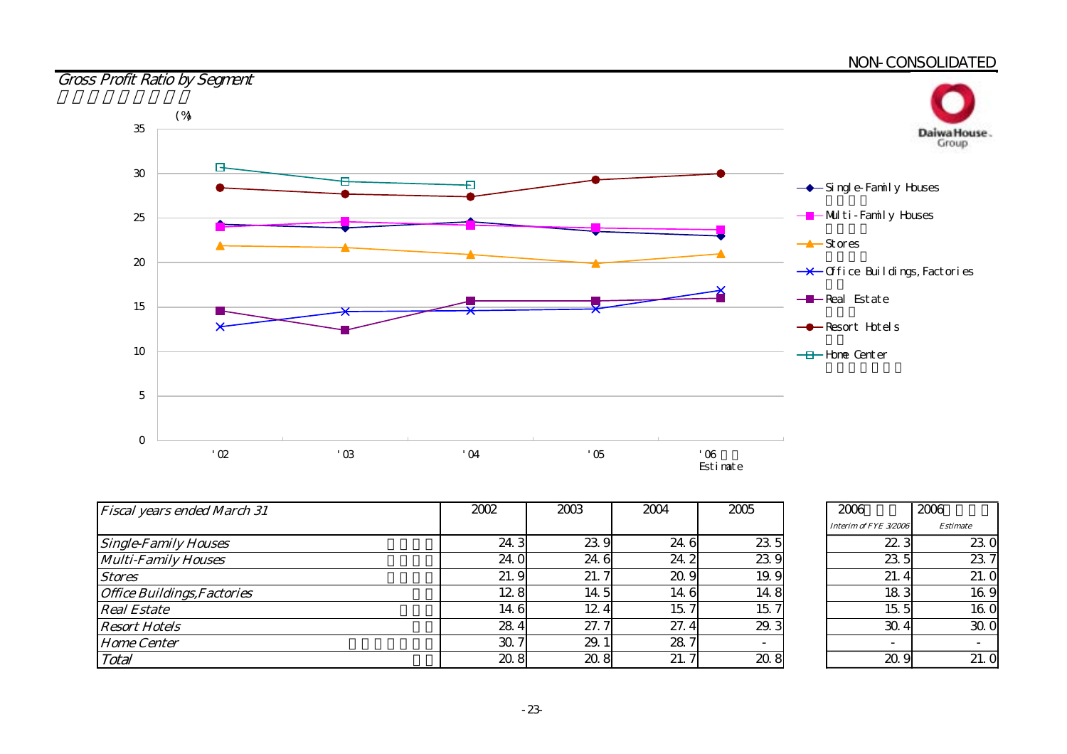NON-CONSOLIDATED

## *Gross Profit Ratio by Segment*

| *Fiscal years ended March 31* | 2002 | 2003 | 2004 | 2005 | 2006 *Interim of FYE 3/2006* | 2006 *Estimate* |
|---|---|---|---|---|---|---|
| *Single-Family Houses* | 24.3 | 23.9 | 24.6 | 23.5 | 22.3 | 23.0 |
| *Multi-Family Houses* | 24.0 | 24.6 | 24.2 | 23.9 | 23.5 | 23.7 |
| *Stores* | 21.9 | 21.7 | 20.9 | 19.9 | 21.4 | 21.0 |
| *Office Buildings,Factories* | 12.8 | 14.5 | 14.6 | 14.8 | 18.3 | 16.9 |
| *Real Estate* | 14.6 | 12.4 | 15.7 | 15.7 | 15.5 | 16.0 |
| *Resort Hotels* | 28.4 | 27.7 | 27.4 | 29.3 | 30.4 | 30.0 |
| *Home Center* | 30.7 | 29.1 | 28.7 | - | - | - |
| *Total* | 20.8 | 20.8 | 21.7 | 20.8 | 20.9 | 21.0 |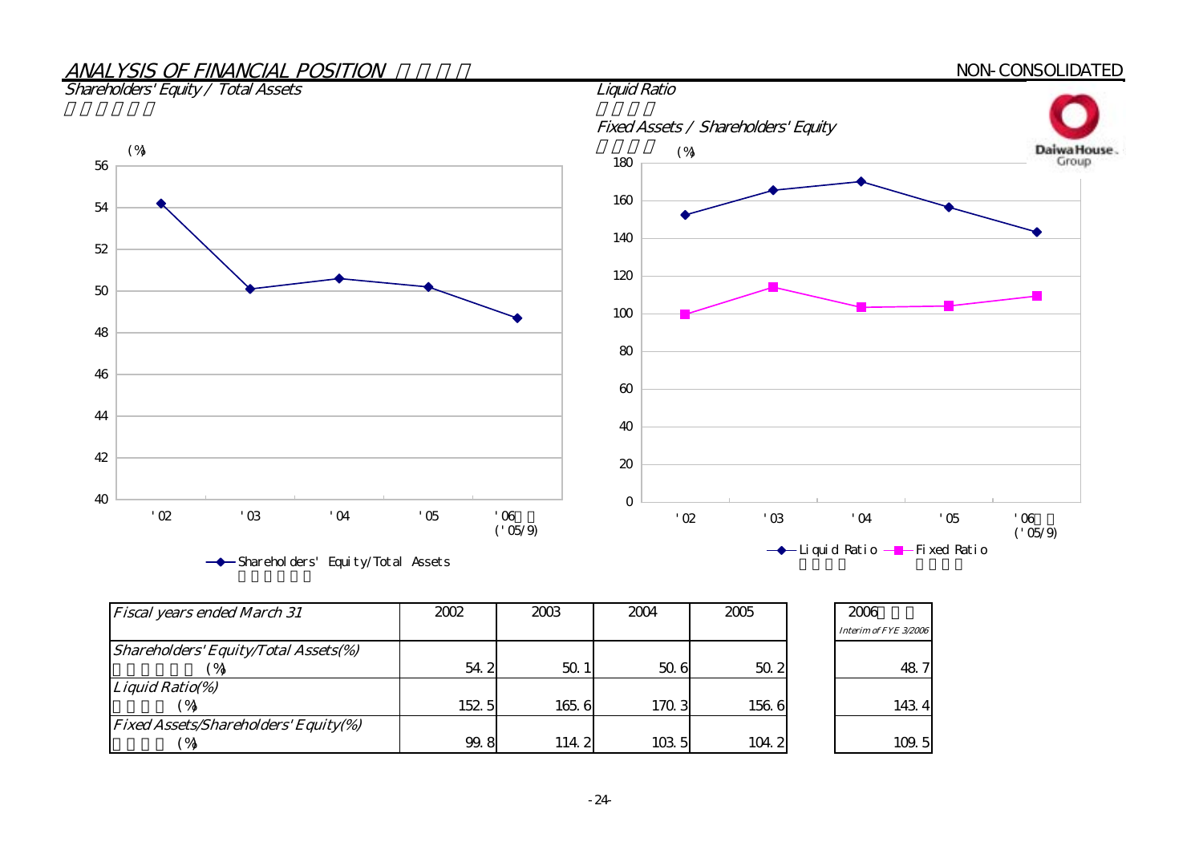## ANALYSIS OF FINANCIAL POSITION

NON-CONSOLIDATED

### Shareholders' Equity / Total Assets

### Liquid Ratio

### Fixed Assets / Shareholders' Equity

| Fiscal years ended March 31 | 2002 | 2003 | 2004 | 2005 | 2006 Interim of FYE 3/2006 |
|---|---|---|---|---|---|
| Shareholders' Equity/Total Assets(%) (%) | 54.2 | 50.1 | 50.6 | 50.2 | 48.7 |
| Liquid Ratio(%) (%) | 152.5 | 165.6 | 170.3 | 156.6 | 143.4 |
| Fixed Assets/Shareholders' Equity(%) (%) | 99.8 | 114.2 | 103.5 | 104.2 | 109.5 |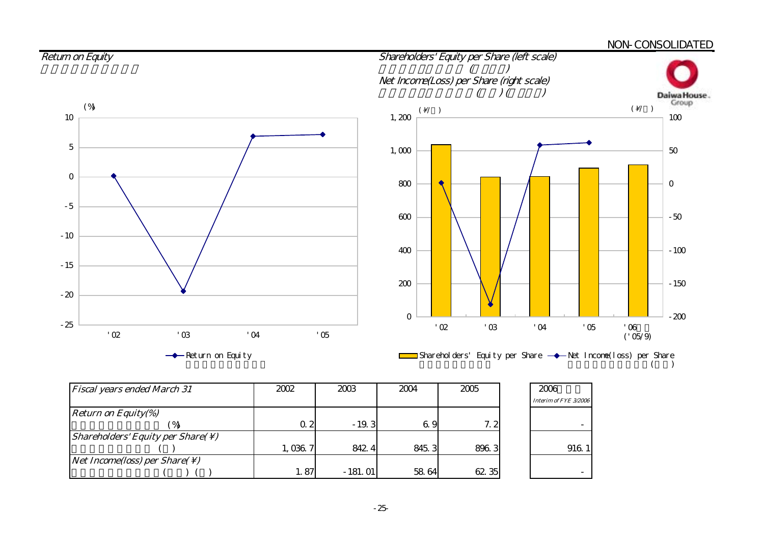NON-CONSOLIDATED

### Return on Equity

### Shareholders' Equity per Share (left scale)
### Net Income(Loss) per Share (right scale)

| Fiscal years ended March 31 | 2002 | 2003 | 2004 | 2005 | 2006 Interim of FYE 3/2006 |
|---|---|---|---|---|---|
| Return on Equity(%) | 0.2 | -19.3 | 6.9 | 7.2 | - |
| Shareholders' Equity per Share(¥) | 1,036.7 | 842.4 | 845.3 | 896.3 | 916.1 |
| Net Income(loss) per Share(¥) | 1.87 | -181.01 | 58.64 | 62.35 | - |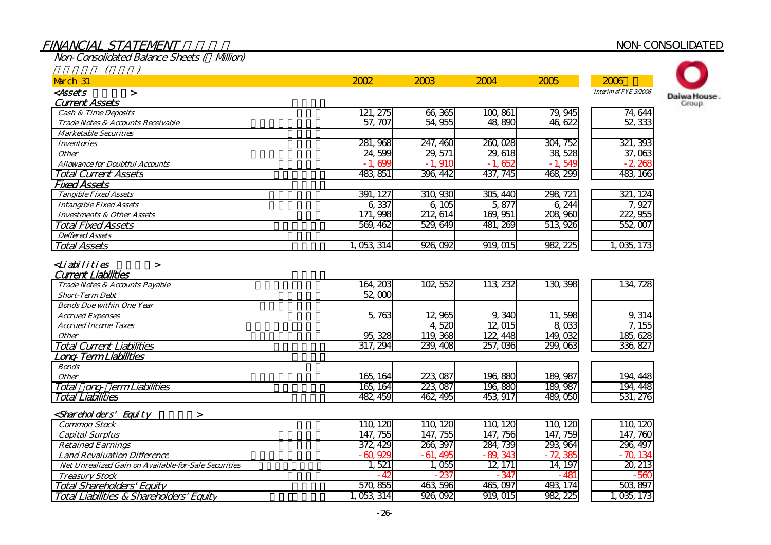# FINANCIAL STATEMENT

NON-CONSOLIDATED

## Non-Consolidated Balance Sheets (¥ Million)

| March 31 | 2002 | 2003 | 2004 | 2005 | 2006 Interim of FYE 3/2006 |
|---|---|---|---|---|---|
| **<Assets>** | | | | | |
| *Current Assets* | | | | | |
| Cash & Time Deposits | 121,275 | 66,365 | 100,861 | 79,945 | 74,644 |
| Trade Notes & Accounts Receivable | 57,707 | 54,955 | 48,890 | 46,622 | 52,333 |
| Marketable Securities | | | | | |
| Inventories | 281,968 | 247,460 | 260,028 | 304,752 | 321,393 |
| Other | 24,599 | 29,571 | 29,618 | 38,528 | 37,063 |
| Allowance for Doubtful Accounts | -1,699 | -1,910 | -1,652 | -1,549 | -2,268 |
| Total Current Assets | 483,851 | 396,442 | 437,745 | 468,299 | 483,166 |
| *Fixed Assets* | | | | | |
| Tangible Fixed Assets | 391,127 | 310,930 | 305,440 | 298,721 | 321,124 |
| Intangible Fixed Assets | 6,337 | 6,105 | 5,877 | 6,244 | 7,927 |
| Investments & Other Assets | 171,998 | 212,614 | 169,951 | 208,960 | 222,955 |
| Total Fixed Assets | 569,462 | 529,649 | 481,269 | 513,926 | 552,007 |
| Deffered Assets | | | | | |
| Total Assets | 1,053,314 | 926,092 | 919,015 | 982,225 | 1,035,173 |
| **<Liabilities>** | | | | | |
| *Current Liabilities* | | | | | |
| Trade Notes & Accounts Payable | 164,203 | 102,552 | 113,232 | 130,398 | 134,728 |
| Short-Term Debt | 52,000 | | | | |
| Bonds Due within One Year | | | | | |
| Accrued Expenses | 5,763 | 12,965 | 9,340 | 11,598 | 9,314 |
| Accrued Income Taxes | | 4,520 | 12,015 | 8,033 | 7,155 |
| Other | 95,328 | 119,368 | 122,448 | 149,032 | 185,628 |
| Total Current Liabilities | 317,294 | 239,408 | 257,036 | 299,063 | 336,827 |
| *Long-Term Liabilities* | | | | | |
| Bonds | | | | | |
| Other | 165,164 | 223,087 | 196,880 | 189,987 | 194,448 |
| Total Long-Term Liabilities | 165,164 | 223,087 | 196,880 | 189,987 | 194,448 |
| Total Liabilities | 482,459 | 462,495 | 453,917 | 489,050 | 531,276 |
| **<Shareholders' Equity>** | | | | | |
| Common Stock | 110,120 | 110,120 | 110,120 | 110,120 | 110,120 |
| Capital Surplus | 147,755 | 147,755 | 147,756 | 147,759 | 147,760 |
| Retained Earnings | 372,429 | 266,397 | 284,739 | 293,964 | 296,497 |
| Land Revaluation Difference | -60,929 | -61,495 | -89,343 | -72,385 | -70,134 |
| Net Unrealized Gain on Available-for-Sale Securities | 1,521 | 1,055 | 12,171 | 14,197 | 20,213 |
| Treasury Stock | -42 | -237 | -347 | -481 | -560 |
| Total Shareholders' Equity | 570,855 | 463,596 | 465,097 | 493,174 | 503,897 |
| Total Liabilities & Shareholders' Equity | 1,053,314 | 926,092 | 919,015 | 982,225 | 1,035,173 |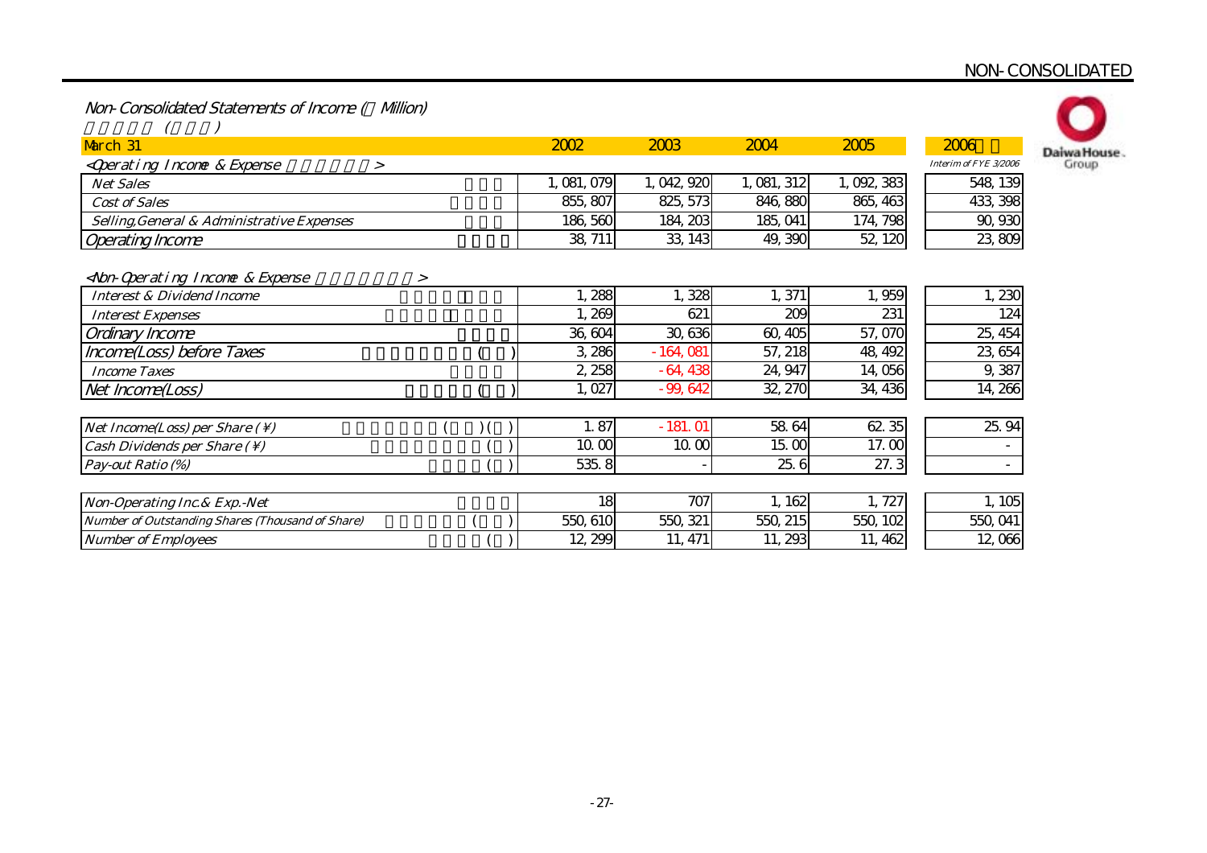NON-CONSOLIDATED

## Non-Consolidated Statements of Income (¥ Million)

| March 31 | 2002 | 2003 | 2004 | 2005 | 2006 Interim of FYE 3/2006 |
|---|---|---|---|---|---|
| **<Operating Income & Expense>** | | | | | |
| Net Sales | 1,081,079 | 1,042,920 | 1,081,312 | 1,092,383 | 548,139 |
| Cost of Sales | 855,807 | 825,573 | 846,880 | 865,463 | 433,398 |
| Selling,General & Administrative Expenses | 186,560 | 184,203 | 185,041 | 174,798 | 90,930 |
| Operating Income | 38,711 | 33,143 | 49,390 | 52,120 | 23,809 |
| **<Non-Operating Income & Expense>** | | | | | |
| Interest & Dividend Income | 1,288 | 1,328 | 1,371 | 1,959 | 1,230 |
| Interest Expenses | 1,269 | 621 | 209 | 231 | 124 |
| Ordinary Income | 36,604 | 30,636 | 60,405 | 57,070 | 25,454 |
| Income(Loss) before Taxes | 3,286 | -164,081 | 57,218 | 48,492 | 23,654 |
| Income Taxes | 2,258 | -64,438 | 24,947 | 14,056 | 9,387 |
| Net Income(Loss) | 1,027 | -99,642 | 32,270 | 34,436 | 14,266 |
| Net Income(Loss) per Share (¥) | 1.87 | -181.01 | 58.64 | 62.35 | 25.94 |
| Cash Dividends per Share (¥) | 10.00 | 10.00 | 15.00 | 17.00 | - |
| Pay-out Ratio (%) | 535.8 | - | 25.6 | 27.3 | - |
| Non-Operating Inc.& Exp.-Net | 18 | 707 | 1,162 | 1,727 | 1,105 |
| Number of Outstanding Shares (Thousand of Share) | 550,610 | 550,321 | 550,215 | 550,102 | 550,041 |
| Number of Employees | 12,299 | 11,471 | 11,293 | 11,462 | 12,066 |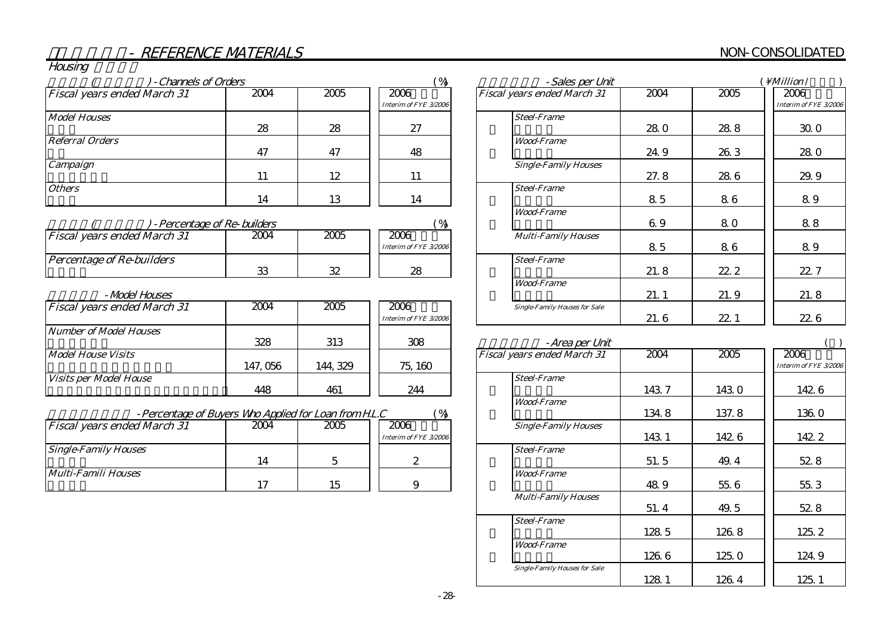# - REFERENCE MATERIALS

NON-CONSOLIDATED

## Housing

### Channels of Orders (%)

| Fiscal years ended March 31 | 2004 | 2005 | 2006 Interim of FYE 3/2006 |
|---|---|---|---|
| Model Houses | 28 | 28 | 27 |
| Referral Orders | 47 | 47 | 48 |
| Campaign | 11 | 12 | 11 |
| Others | 14 | 13 | 14 |

### Percentage of Re-builders (%)

| Fiscal years ended March 31 | 2004 | 2005 | 2006 Interim of FYE 3/2006 |
|---|---|---|---|
| Percentage of Re-builders | 33 | 32 | 28 |

### Model Houses

| Fiscal years ended March 31 | 2004 | 2005 | 2006 Interim of FYE 3/2006 |
|---|---|---|---|
| Number of Model Houses | 328 | 313 | 308 |
| Model House Visits | 147,056 | 144,329 | 75,160 |
| Visits per Model House | 448 | 461 | 244 |

### Percentage of Buyers Who Applied for Loan from H.L.C (%)

| Fiscal years ended March 31 | 2004 | 2005 | 2006 Interim of FYE 3/2006 |
|---|---|---|---|
| Single-Family Houses | 14 | 5 | 2 |
| Multi-Famili Houses | 17 | 15 | 9 |

### Sales per Unit (¥Million/ )

| Fiscal years ended March 31 | 2004 | 2005 | 2006 Interim of FYE 3/2006 |
|---|---|---|---|
| Steel-Frame | 28.0 | 28.8 | 30.0 |
| Wood-Frame | 24.9 | 26.3 | 28.0 |
| Single-Family Houses | 27.8 | 28.6 | 29.9 |
| Steel-Frame | 8.5 | 8.6 | 8.9 |
| Wood-Frame | 6.9 | 8.0 | 8.8 |
| Multi-Family Houses | 8.5 | 8.6 | 8.9 |
| Steel-Frame | 21.8 | 22.2 | 22.7 |
| Wood-Frame | 21.1 | 21.9 | 21.8 |
| Single-Family Houses for Sale | 21.6 | 22.1 | 22.6 |

### Area per Unit ( )

| Fiscal years ended March 31 | 2004 | 2005 | 2006 Interim of FYE 3/2006 |
|---|---|---|---|
| Steel-Frame | 143.7 | 143.0 | 142.6 |
| Wood-Frame | 134.8 | 137.8 | 136.0 |
| Single-Family Houses | 143.1 | 142.6 | 142.2 |
| Steel-Frame | 51.5 | 49.4 | 52.8 |
| Wood-Frame | 48.9 | 55.6 | 55.3 |
| Multi-Family Houses | 51.4 | 49.5 | 52.8 |
| Steel-Frame | 128.5 | 126.8 | 125.2 |
| Wood-Frame | 126.6 | 125.0 | 124.9 |
| Single-Family Houses for Sale | 128.1 | 126.4 | 125.1 |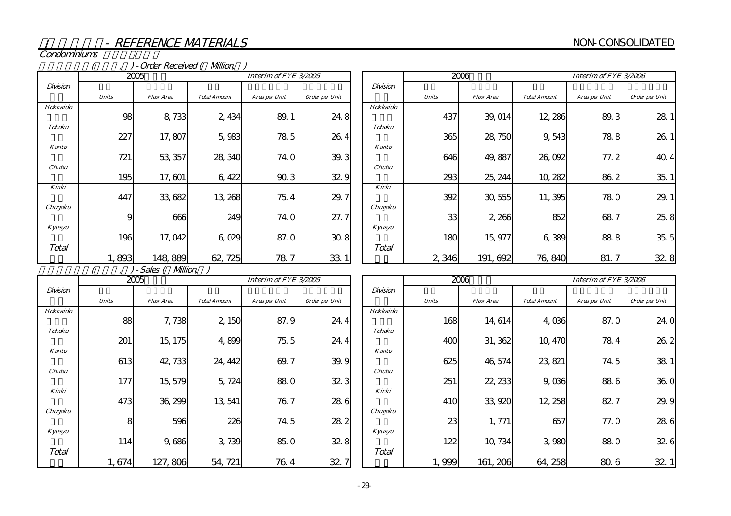## - REFERENCE MATERIALS

NON-CONSOLIDATED

### Condominiums

( , ) - Order Received ( Million, )

| Division | 2005 | | Interim of FYE 3/2005 | | |
|---|---|---|---|---|---|
| | Units | Floor Area | Total Amount | Area per Unit | Order per Unit |
| Hokkaido | 98 | 8,733 | 2,434 | 89.1 | 24.8 |
| Tohoku | 227 | 17,807 | 5,983 | 78.5 | 26.4 |
| Kanto | 721 | 53,357 | 28,340 | 74.0 | 39.3 |
| Chubu | 195 | 17,601 | 6,422 | 90.3 | 32.9 |
| Kinki | 447 | 33,682 | 13,268 | 75.4 | 29.7 |
| Chugoku | 9 | 666 | 249 | 74.0 | 27.7 |
| Kyusyu | 196 | 17,042 | 6,029 | 87.0 | 30.8 |
| Total | 1,893 | 148,889 | 62,725 | 78.7 | 33.1 |

| Division | 2006 | | Interim of FYE 3/2006 | | |
|---|---|---|---|---|---|
| | Units | Floor Area | Total Amount | Area per Unit | Order per Unit |
| Hokkaido | 437 | 39,014 | 12,286 | 89.3 | 28.1 |
| Tohoku | 365 | 28,750 | 9,543 | 78.8 | 26.1 |
| Kanto | 646 | 49,887 | 26,092 | 77.2 | 40.4 |
| Chubu | 293 | 25,244 | 10,282 | 86.2 | 35.1 |
| Kinki | 392 | 30,555 | 11,395 | 78.0 | 29.1 |
| Chugoku | 33 | 2,266 | 852 | 68.7 | 25.8 |
| Kyusyu | 180 | 15,977 | 6,389 | 88.8 | 35.5 |
| Total | 2,346 | 191,692 | 76,840 | 81.7 | 32.8 |

( , ) - Sales ( Million, )

| Division | 2005 | | Interim of FYE 3/2005 | | |
|---|---|---|---|---|---|
| | Units | Floor Area | Total Amount | Area per Unit | Order per Unit |
| Hokkaido | 88 | 7,738 | 2,150 | 87.9 | 24.4 |
| Tohoku | 201 | 15,175 | 4,899 | 75.5 | 24.4 |
| Kanto | 613 | 42,733 | 24,442 | 69.7 | 39.9 |
| Chubu | 177 | 15,579 | 5,724 | 88.0 | 32.3 |
| Kinki | 473 | 36,299 | 13,541 | 76.7 | 28.6 |
| Chugoku | 8 | 596 | 226 | 74.5 | 28.2 |
| Kyusyu | 114 | 9,686 | 3,739 | 85.0 | 32.8 |
| Total | 1,674 | 127,806 | 54,721 | 76.4 | 32.7 |

| Division | 2006 | | Interim of FYE 3/2006 | | |
|---|---|---|---|---|---|
| | Units | Floor Area | Total Amount | Area per Unit | Order per Unit |
| Hokkaido | 168 | 14,614 | 4,036 | 87.0 | 24.0 |
| Tohoku | 400 | 31,362 | 10,470 | 78.4 | 26.2 |
| Kanto | 625 | 46,574 | 23,821 | 74.5 | 38.1 |
| Chubu | 251 | 22,233 | 9,036 | 88.6 | 36.0 |
| Kinki | 410 | 33,920 | 12,258 | 82.7 | 29.9 |
| Chugoku | 23 | 1,771 | 657 | 77.0 | 28.6 |
| Kyusyu | 122 | 10,734 | 3,980 | 88.0 | 32.6 |
| Total | 1,999 | 161,206 | 64,258 | 80.6 | 32.1 |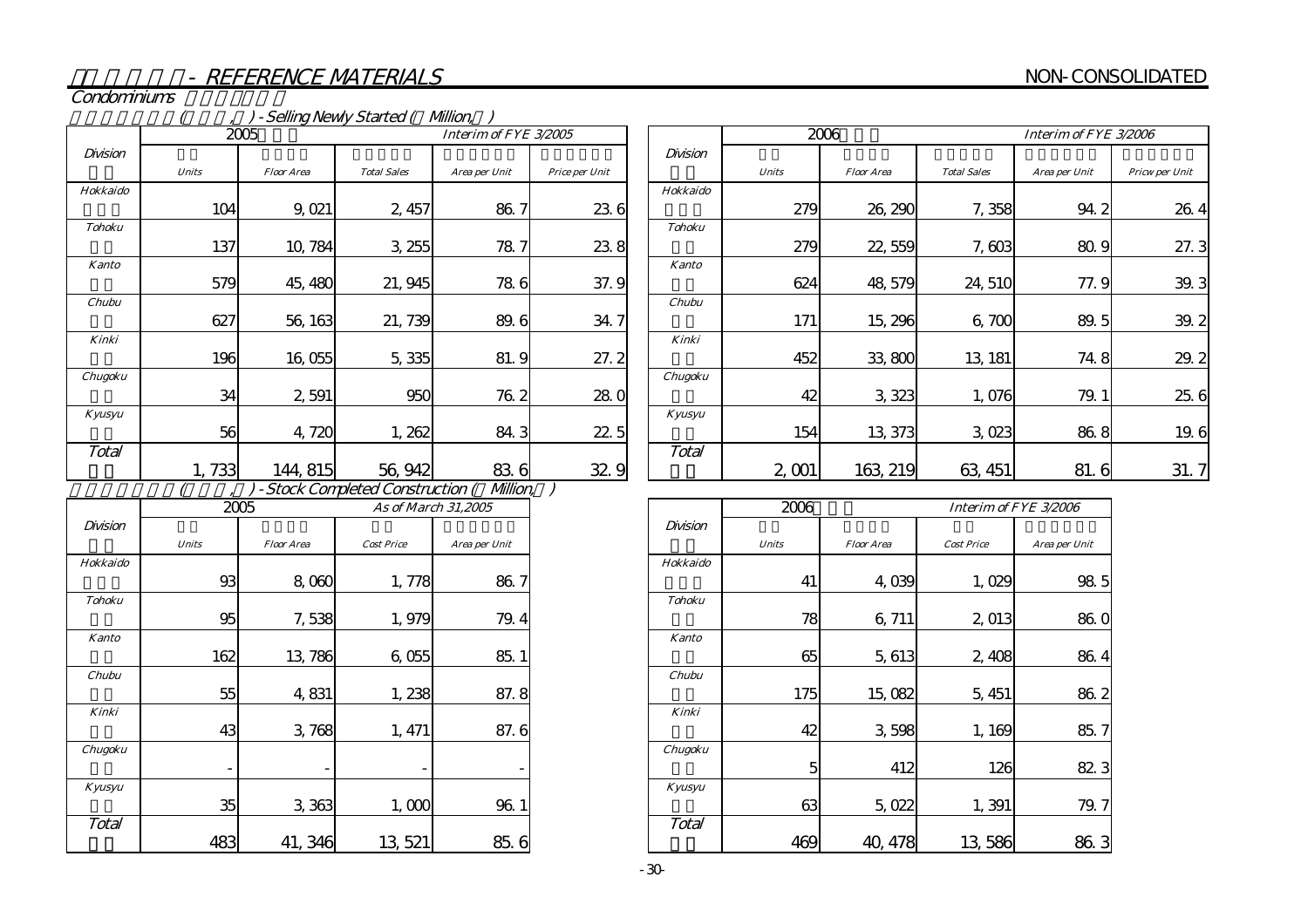# - REFERENCE MATERIALS

NON-CONSOLIDATED

## Condominiums

( , ) - Selling Newly Started ( Million, )

| Division | 2005 | | | Interim of FYE 3/2005 | |
|---|---|---|---|---|---|
| | Units | Floor Area | Total Sales | Area per Unit | Price per Unit |
| Hokkaido | 104 | 9,021 | 2,457 | 86.7 | 23.6 |
| Tohoku | 137 | 10,784 | 3,255 | 78.7 | 23.8 |
| Kanto | 579 | 45,480 | 21,945 | 78.6 | 37.9 |
| Chubu | 627 | 56,163 | 21,739 | 89.6 | 34.7 |
| Kinki | 196 | 16,055 | 5,335 | 81.9 | 27.2 |
| Chugoku | 34 | 2,591 | 950 | 76.2 | 28.0 |
| Kyusyu | 56 | 4,720 | 1,262 | 84.3 | 22.5 |
| Total | 1,733 | 144,815 | 56,942 | 83.6 | 32.9 |

| Division | 2006 | | | Interim of FYE 3/2006 | |
|---|---|---|---|---|---|
| | Units | Floor Area | Total Sales | Area per Unit | Pricw per Unit |
| Hokkaido | 279 | 26,290 | 7,358 | 94.2 | 26.4 |
| Tohoku | 279 | 22,559 | 7,603 | 80.9 | 27.3 |
| Kanto | 624 | 48,579 | 24,510 | 77.9 | 39.3 |
| Chubu | 171 | 15,296 | 6,700 | 89.5 | 39.2 |
| Kinki | 452 | 33,800 | 13,181 | 74.8 | 29.2 |
| Chugoku | 42 | 3,323 | 1,076 | 79.1 | 25.6 |
| Kyusyu | 154 | 13,373 | 3,023 | 86.8 | 19.6 |
| Total | 2,001 | 163,219 | 63,451 | 81.6 | 31.7 |

( , ) - Stock Completed Construction ( Million, )

| Division | 2005 | | As of March 31,2005 | |
|---|---|---|---|---|
| | Units | Floor Area | Cost Price | Area per Unit |
| Hokkaido | 93 | 8,060 | 1,778 | 86.7 |
| Tohoku | 95 | 7,538 | 1,979 | 79.4 |
| Kanto | 162 | 13,786 | 6,055 | 85.1 |
| Chubu | 55 | 4,831 | 1,238 | 87.8 |
| Kinki | 43 | 3,768 | 1,471 | 87.6 |
| Chugoku | - | - | - | - |
| Kyusyu | 35 | 3,363 | 1,000 | 96.1 |
| Total | 483 | 41,346 | 13,521 | 85.6 |

| Division | 2006 | | Interim of FYE 3/2006 | |
|---|---|---|---|---|
| | Units | Floor Area | Cost Price | Area per Unit |
| Hokkaido | 41 | 4,039 | 1,029 | 98.5 |
| Tohoku | 78 | 6,711 | 2,013 | 86.0 |
| Kanto | 65 | 5,613 | 2,408 | 86.4 |
| Chubu | 175 | 15,082 | 5,451 | 86.2 |
| Kinki | 42 | 3,598 | 1,169 | 85.7 |
| Chugoku | 5 | 412 | 126 | 82.3 |
| Kyusyu | 63 | 5,022 | 1,391 | 79.7 |
| Total | 469 | 40,478 | 13,586 | 86.3 |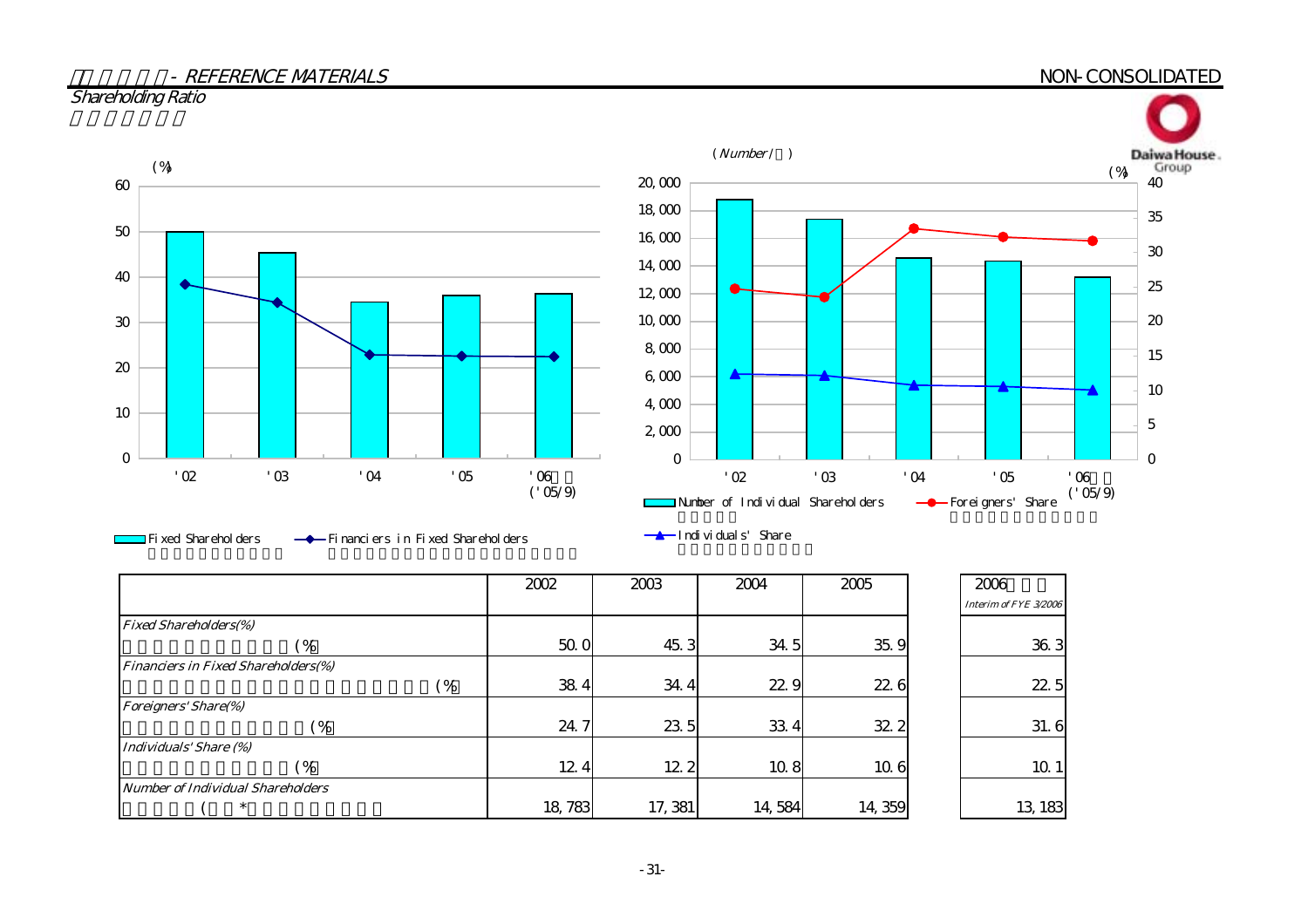- REFERENCE MATERIALS

NON-CONSOLIDATED

## Shareholding Ratio

|  | 2002 | 2003 | 2004 | 2005 | 2006 Interim of FYE 3/2006 |
|---|---|---|---|---|---|
| Fixed Shareholders(%) (%) | 50.0 | 45.3 | 34.5 | 35.9 | 36.3 |
| Financiers in Fixed Shareholders(%) (%) | 38.4 | 34.4 | 22.9 | 22.6 | 22.5 |
| Foreigners' Share(%) (%) | 24.7 | 23.5 | 33.4 | 32.2 | 31.6 |
| Individuals' Share (%) (%) | 12.4 | 12.2 | 10.8 | 10.6 | 10.1 |
| Number of Individual Shareholders ( * | 18,783 | 17,381 | 14,584 | 14,359 | 13,183 |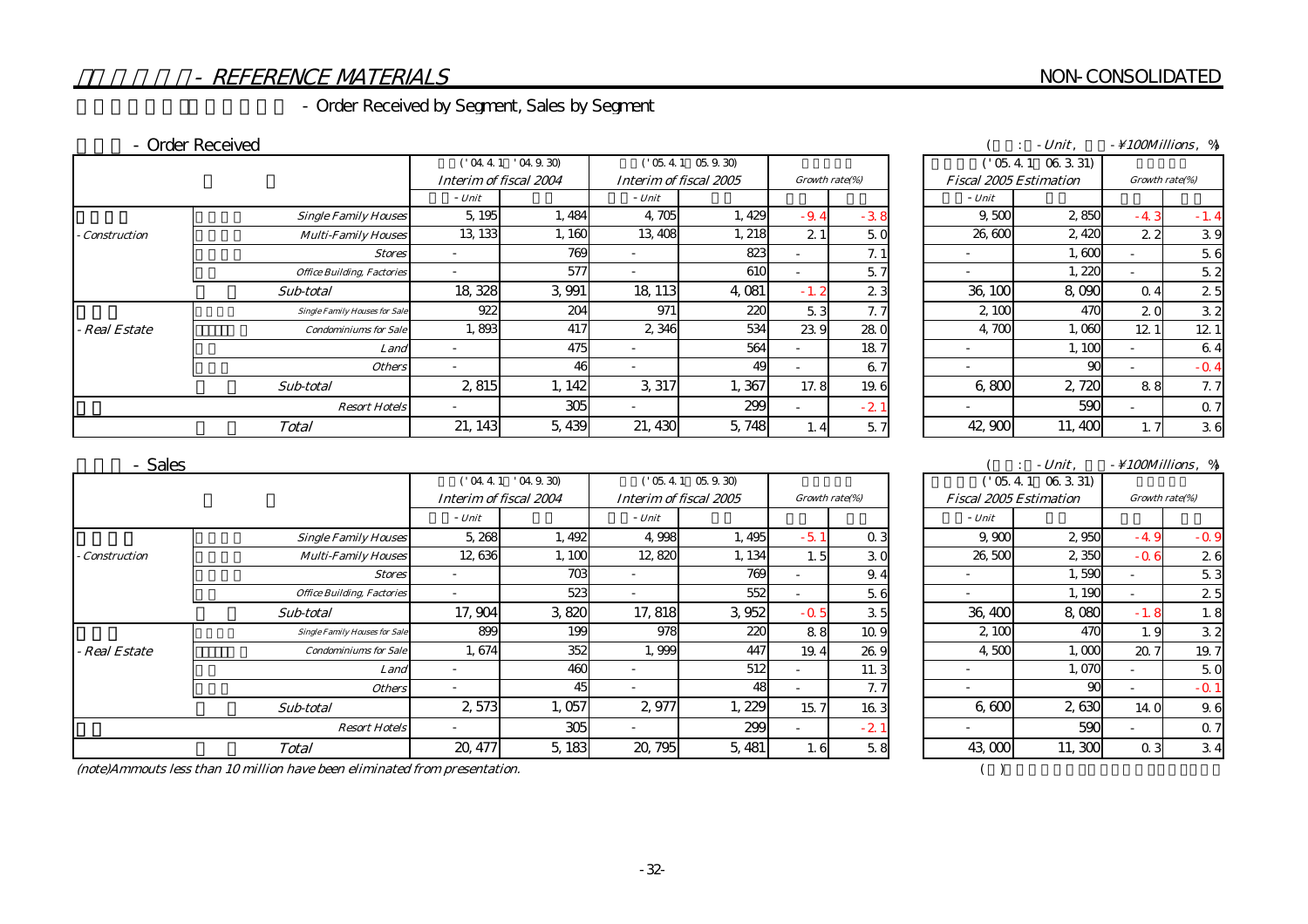# - REFERENCE MATERIALS

NON-CONSOLIDATED

## - Order Received by Segment, Sales by Segment

### - Order Received

( : - Unit, - ¥100Millions, %)

| | | Interim of fiscal 2004 ('04.4.1 '04.9.30) | | Interim of fiscal 2005 ('05.4.1 05.9.30) | | Growth rate(%) | | Fiscal 2005 Estimation ('05.4.1 06.3.31) | | Growth rate(%) | |
|---|---|---|---|---|---|---|---|---|---|---|---|
| | | - Unit | | - Unit | | | | - Unit | | | |
| - Construction | Single Family Houses | 5,195 | 1,484 | 4,705 | 1,429 | -9.4 | -3.8 | 9,500 | 2,850 | -4.3 | -1.4 |
| | Multi-Family Houses | 13,133 | 1,160 | 13,408 | 1,218 | 2.1 | 5.0 | 26,600 | 2,420 | 2.2 | 3.9 |
| | Stores | - | 769 | - | 823 | - | 7.1 | - | 1,600 | - | 5.6 |
| | Office Building, Factories | - | 577 | - | 610 | - | 5.7 | - | 1,220 | - | 5.2 |
| | Sub-total | 18,328 | 3,991 | 18,113 | 4,081 | -1.2 | 2.3 | 36,100 | 8,090 | 0.4 | 2.5 |
| - Real Estate | Single Family Houses for Sale | 922 | 204 | 971 | 220 | 5.3 | 7.7 | 2,100 | 470 | 2.0 | 3.2 |
| | Condominiums for Sale | 1,893 | 417 | 2,346 | 534 | 23.9 | 28.0 | 4,700 | 1,060 | 12.1 | 12.1 |
| | Land | - | 475 | - | 564 | - | 18.7 | - | 1,100 | - | 6.4 |
| | Others | - | 46 | - | 49 | - | 6.7 | - | 90 | - | -0.4 |
| | Sub-total | 2,815 | 1,142 | 3,317 | 1,367 | 17.8 | 19.6 | 6,800 | 2,720 | 8.8 | 7.7 |
| | Resort Hotels | - | 305 | - | 299 | - | -2.1 | - | 590 | - | 0.7 |
| | Total | 21,143 | 5,439 | 21,430 | 5,748 | 1.4 | 5.7 | 42,900 | 11,400 | 1.7 | 3.6 |

### - Sales

( : - Unit, - ¥100Millions, %)

| | | Interim of fiscal 2004 ('04.4.1 '04.9.30) | | Interim of fiscal 2005 ('05.4.1 05.9.30) | | Growth rate(%) | | Fiscal 2005 Estimation ('05.4.1 06.3.31) | | Growth rate(%) | |
|---|---|---|---|---|---|---|---|---|---|---|---|
| | | - Unit | | - Unit | | | | - Unit | | | |
| - Construction | Single Family Houses | 5,268 | 1,492 | 4,998 | 1,495 | -5.1 | 0.3 | 9,900 | 2,950 | -4.9 | -0.9 |
| | Multi-Family Houses | 12,636 | 1,100 | 12,820 | 1,134 | 1.5 | 3.0 | 26,500 | 2,350 | -0.6 | 2.6 |
| | Stores | - | 703 | - | 769 | - | 9.4 | - | 1,590 | - | 5.3 |
| | Office Building, Factories | - | 523 | - | 552 | - | 5.6 | - | 1,190 | - | 2.5 |
| | Sub-total | 17,904 | 3,820 | 17,818 | 3,952 | -0.5 | 3.5 | 36,400 | 8,080 | -1.8 | 1.8 |
| - Real Estate | Single Family Houses for Sale | 899 | 199 | 978 | 220 | 8.8 | 10.9 | 2,100 | 470 | 1.9 | 3.2 |
| | Condominiums for Sale | 1,674 | 352 | 1,999 | 447 | 19.4 | 26.9 | 4,500 | 1,000 | 20.7 | 19.7 |
| | Land | - | 460 | - | 512 | - | 11.3 | - | 1,070 | - | 5.0 |
| | Others | - | 45 | - | 48 | - | 7.7 | - | 90 | - | -0.1 |
| | Sub-total | 2,573 | 1,057 | 2,977 | 1,229 | 15.7 | 16.3 | 6,600 | 2,630 | 14.0 | 9.6 |
| | Resort Hotels | - | 305 | - | 299 | - | -2.1 | - | 590 | - | 0.7 |
| | Total | 20,477 | 5,183 | 20,795 | 5,481 | 1.6 | 5.8 | 43,000 | 11,300 | 0.3 | 3.4 |

(note)Ammounts less than 10 million have been eliminated from presentation.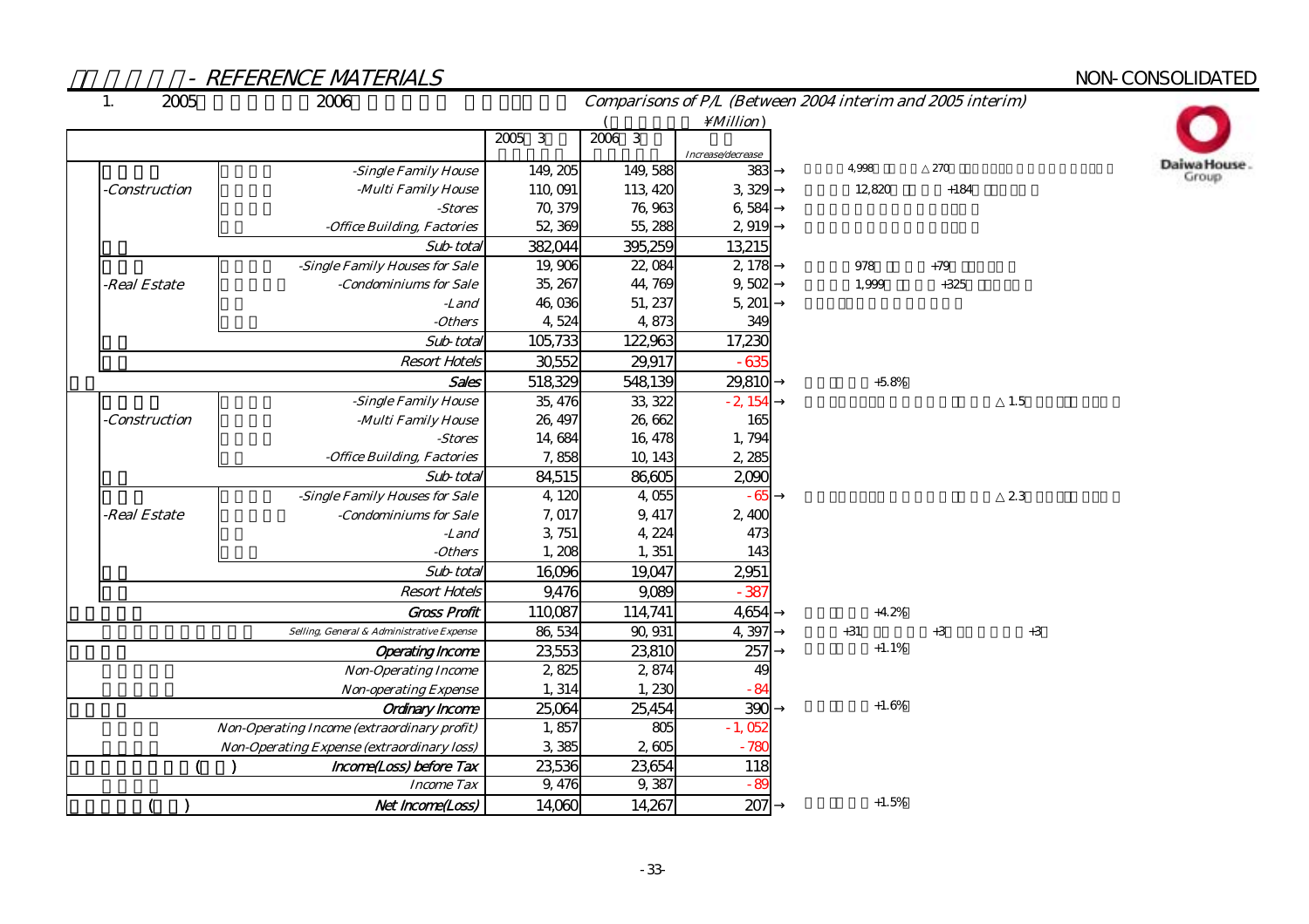## - REFERENCE MATERIALS

NON-CONSOLIDATED

1. 2005 2006 Comparisons of P/L (Between 2004 interim and 2005 interim)

( ¥Million)

| | | 2005 3 | 2006 3 | Increase/decrease | |
|---|---|---|---|---|---|
| -Construction | -Single Family House | 149, 205 | 149, 588 | 383 | → 4,998 270 |
| | -Multi Family House | 110, 091 | 113, 420 | 3, 329 | → 12,820 +184 |
| | -Stores | 70, 379 | 76, 963 | 6, 584 | → |
| | -Office Building, Factories | 52, 369 | 55, 288 | 2, 919 | → |
| | Sub-total | 382,044 | 395,259 | 13,215 | |
| -Real Estate | -Single Family Houses for Sale | 19, 906 | 22, 084 | 2, 178 | → 978 +79 |
| | -Condominiums for Sale | 35, 267 | 44, 769 | 9, 502 | → 1,999 +325 |
| | -Land | 46, 036 | 51, 237 | 5, 201 | → |
| | -Others | 4, 524 | 4, 873 | 349 | |
| | Sub-total | 105,733 | 122,963 | 17,230 | |
| | Resort Hotels | 30,552 | 29,917 | -635 | |
| | Sales | 518,329 | 548,139 | 29,810 | → +5.8% |
| -Construction | -Single Family House | 35, 476 | 33, 322 | -2, 154 | → △1.5 |
| | -Multi Family House | 26, 497 | 26, 662 | 165 | |
| | -Stores | 14, 684 | 16, 478 | 1, 794 | |
| | -Office Building, Factories | 7, 858 | 10, 143 | 2, 285 | |
| | Sub-total | 84,515 | 86,605 | 2,090 | |
| -Real Estate | -Single Family Houses for Sale | 4, 120 | 4, 055 | -65 | → △2.3 |
| | -Condominiums for Sale | 7, 017 | 9, 417 | 2, 400 | |
| | -Land | 3, 751 | 4, 224 | 473 | |
| | -Others | 1, 208 | 1, 351 | 143 | |
| | Sub-total | 16,096 | 19,047 | 2,951 | |
| | Resort Hotels | 9,476 | 9,089 | -387 | |
| | Gross Profit | 110,087 | 114,741 | 4,654 | → +4.2% |
| | Selling, General & Administrative Expense | 86, 534 | 90, 931 | 4, 397 | → +31 +3 +3 |
| | Operating Income | 23,553 | 23,810 | 257 | → +1.1% |
| | Non-Operating Income | 2, 825 | 2, 874 | 49 | |
| | Non-operating Expense | 1, 314 | 1, 230 | -84 | |
| | Ordinary Income | 25,064 | 25,454 | 390 | → +1.6% |
| | Non-Operating Income (extraordinary profit) | 1, 857 | 805 | -1, 052 | |
| | Non-Operating Expense (extraordinary loss) | 3, 385 | 2, 605 | -780 | |
| ( ) | Income(Loss) before Tax | 23,536 | 23,654 | 118 | |
| | Income Tax | 9, 476 | 9, 387 | -89 | |
| ( ) | Net Income(Loss) | 14,060 | 14,267 | 207 | → +1.5% |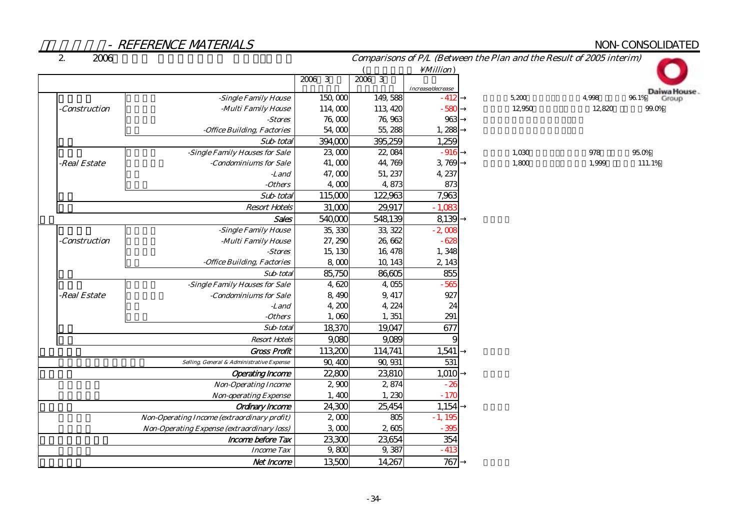## - REFERENCE MATERIALS

NON-CONSOLIDATED

2. 2006 — Comparisons of P/L (Between the Plan and the Result of 2005 interim)

( ¥Million)

| | | 2006 3 | 2006 3 | Increase/decrease | | | | | |
|---|---|---|---|---|---|---|---|---|---|
| -Construction | -Single Family House | 150,000 | 149,588 | -412 | → | 5,200 | 4,998 | 96.1% |
| | -Multi Family House | 114,000 | 113,420 | -580 | → | 12,950 | 12,820 | 99.0% |
| | -Stores | 76,000 | 76,963 | 963 | → | | | |
| | -Office Building, Factories | 54,000 | 55,288 | 1,288 | → | | | |
| | Sub-total | 394,000 | 395,259 | 1,259 | | | | |
| -Real Estate | -Single Family Houses for Sale | 23,000 | 22,084 | -916 | → | 1,030 | 978 | 95.0% |
| | -Condominiums for Sale | 41,000 | 44,769 | 3,769 | → | 1,800 | 1,999 | 111.1% |
| | -Land | 47,000 | 51,237 | 4,237 | | | | |
| | -Others | 4,000 | 4,873 | 873 | | | | |
| | Sub-total | 115,000 | 122,963 | 7,963 | | | | |
| | Resort Hotels | 31,000 | 29,917 | -1,083 | | | | |
| | Sales | 540,000 | 548,139 | 8,139 | → | | | |
| -Construction | -Single Family House | 35,330 | 33,322 | -2,008 | | | | |
| | -Multi Family House | 27,290 | 26,662 | -628 | | | | |
| | -Stores | 15,130 | 16,478 | 1,348 | | | | |
| | -Office Building, Factories | 8,000 | 10,143 | 2,143 | | | | |
| | Sub-total | 85,750 | 86,605 | 855 | | | | |
| -Real Estate | -Single Family Houses for Sale | 4,620 | 4,055 | -565 | | | | |
| | -Condominiums for Sale | 8,490 | 9,417 | 927 | | | | |
| | -Land | 4,200 | 4,224 | 24 | | | | |
| | -Others | 1,060 | 1,351 | 291 | | | | |
| | Sub-total | 18,370 | 19,047 | 677 | | | | |
| | Resort Hotels | 9,080 | 9,089 | 9 | | | | |
| | Gross Profit | 113,200 | 114,741 | 1,541 | → | | | |
| | Selling, General & Administrative Expense | 90,400 | 90,931 | 531 | | | | |
| | Operating Income | 22,800 | 23,810 | 1,010 | → | | | |
| | Non-Operating Income | 2,900 | 2,874 | -26 | | | | |
| | Non-operating Expense | 1,400 | 1,230 | -170 | | | | |
| | Ordinary Income | 24,300 | 25,454 | 1,154 | → | | | |
| | Non-Operating Income (extraordinary profit) | 2,000 | 805 | -1,195 | | | | |
| | Non-Operating Expense (extraordinary loss) | 3,000 | 2,605 | -395 | | | | |
| | Income before Tax | 23,300 | 23,654 | 354 | | | | |
| | Income Tax | 9,800 | 9,387 | -413 | | | | |
| | Net Income | 13,500 | 14,267 | 767 | → | | | |